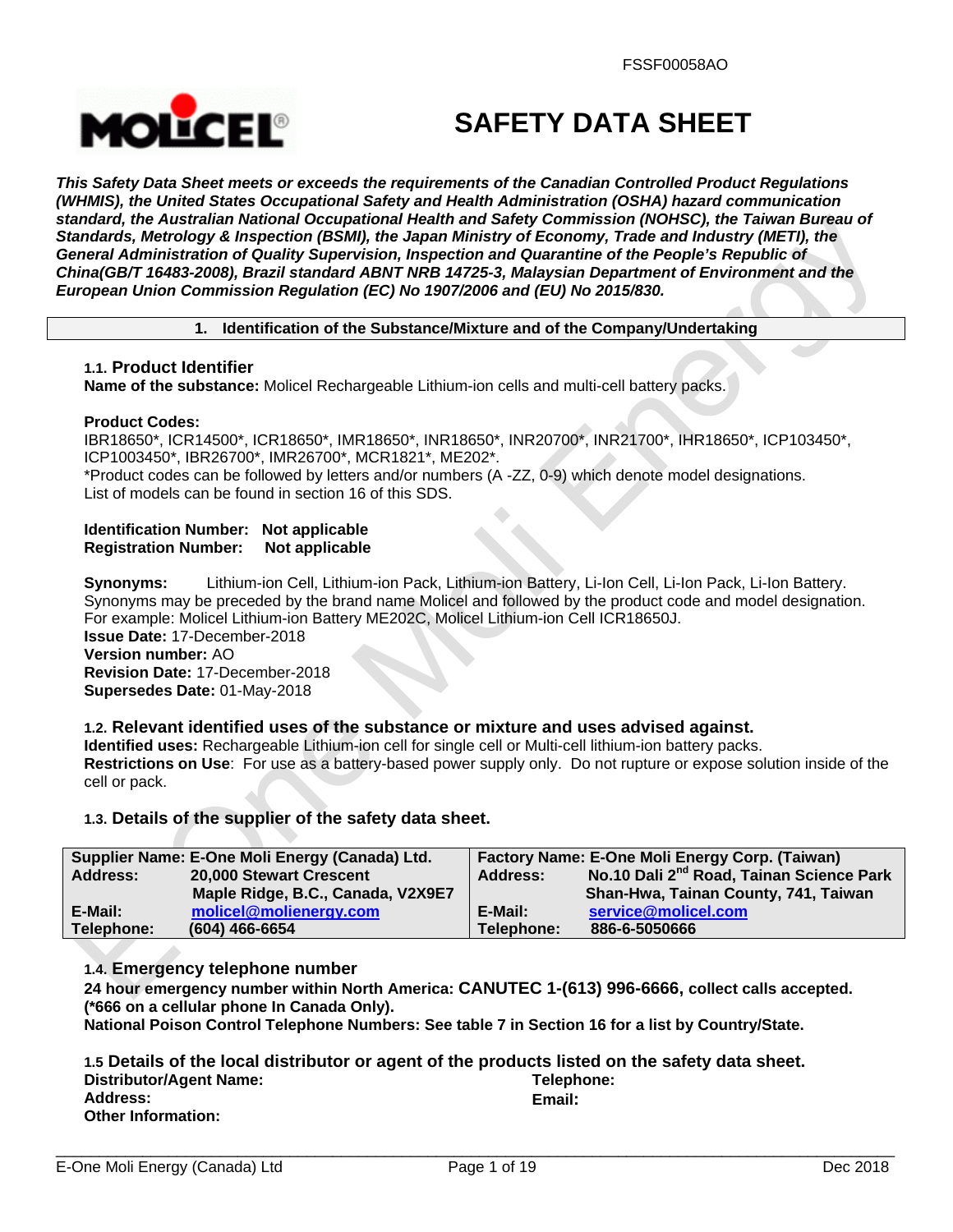FSSF00058AO

# SAFETY DATA SHEET

***This Safety Data Sheet meets or exceeds the requirements of the Canadian Controlled Product Regulations (WHMIS), the United States Occupational Safety and Health Administration (OSHA) hazard communication standard, the Australian National Occupational Health and Safety Commission (NOHSC), the Taiwan Bureau of Standards, Metrology & Inspection (BSMI), the Japan Ministry of Economy, Trade and Industry (METI), the General Administration of Quality Supervision, Inspection and Quarantine of the People's Republic of China(GB/T 16483-2008), Brazil standard ABNT NRB 14725-3, Malaysian Department of Environment and the European Union Commission Regulation (EC) No 1907/2006 and (EU) No 2015/830.***

## 1. Identification of the Substance/Mixture and of the Company/Undertaking

### 1.1. Product Identifier

**Name of the substance:** Molicel Rechargeable Lithium-ion cells and multi-cell battery packs.

**Product Codes:**
IBR18650*, ICR14500*, ICR18650*, IMR18650*, INR18650*, INR20700*, INR21700*, IHR18650*, ICP103450*, ICP1003450*, IBR26700*, IMR26700*, MCR1821*, ME202*.
*Product codes can be followed by letters and/or numbers (A -ZZ, 0-9) which denote model designations.
List of models can be found in section 16 of this SDS.

**Identification Number: Not applicable**
**Registration Number: Not applicable**

**Synonyms:** Lithium-ion Cell, Lithium-ion Pack, Lithium-ion Battery, Li-Ion Cell, Li-Ion Pack, Li-Ion Battery. Synonyms may be preceded by the brand name Molicel and followed by the product code and model designation. For example: Molicel Lithium-ion Battery ME202C, Molicel Lithium-ion Cell ICR18650J.
**Issue Date:** 17-December-2018
**Version number:** AO
**Revision Date:** 17-December-2018
**Supersedes Date:** 01-May-2018

### 1.2. Relevant identified uses of the substance or mixture and uses advised against.

**Identified uses:** Rechargeable Lithium-ion cell for single cell or Multi-cell lithium-ion battery packs.
**Restrictions on Use**: For use as a battery-based power supply only. Do not rupture or expose solution inside of the cell or pack.

### 1.3. Details of the supplier of the safety data sheet.

| Supplier Name: E-One Moli Energy (Canada) Ltd. | | Factory Name: E-One Moli Energy Corp. (Taiwan) | |
|---|---|---|---|
| Address: | 20,000 Stewart Crescent Maple Ridge, B.C., Canada, V2X9E7 | Address: | No.10 Dali 2nd Road, Tainan Science Park Shan-Hwa, Tainan County, 741, Taiwan |
| E-Mail: | molicel@molienergy.com | E-Mail: | service@molicel.com |
| Telephone: | (604) 466-6654 | Telephone: | 886-6-5050666 |

### 1.4. Emergency telephone number

**24 hour emergency number within North America: CANUTEC 1-(613) 996-6666, collect calls accepted. (*666 on a cellular phone In Canada Only).**
**National Poison Control Telephone Numbers: See table 7 in Section 16 for a list by Country/State.**

### 1.5 Details of the local distributor or agent of the products listed on the safety data sheet.

**Distributor/Agent Name:**
**Telephone:**
**Address:**
**Email:**
**Other Information:**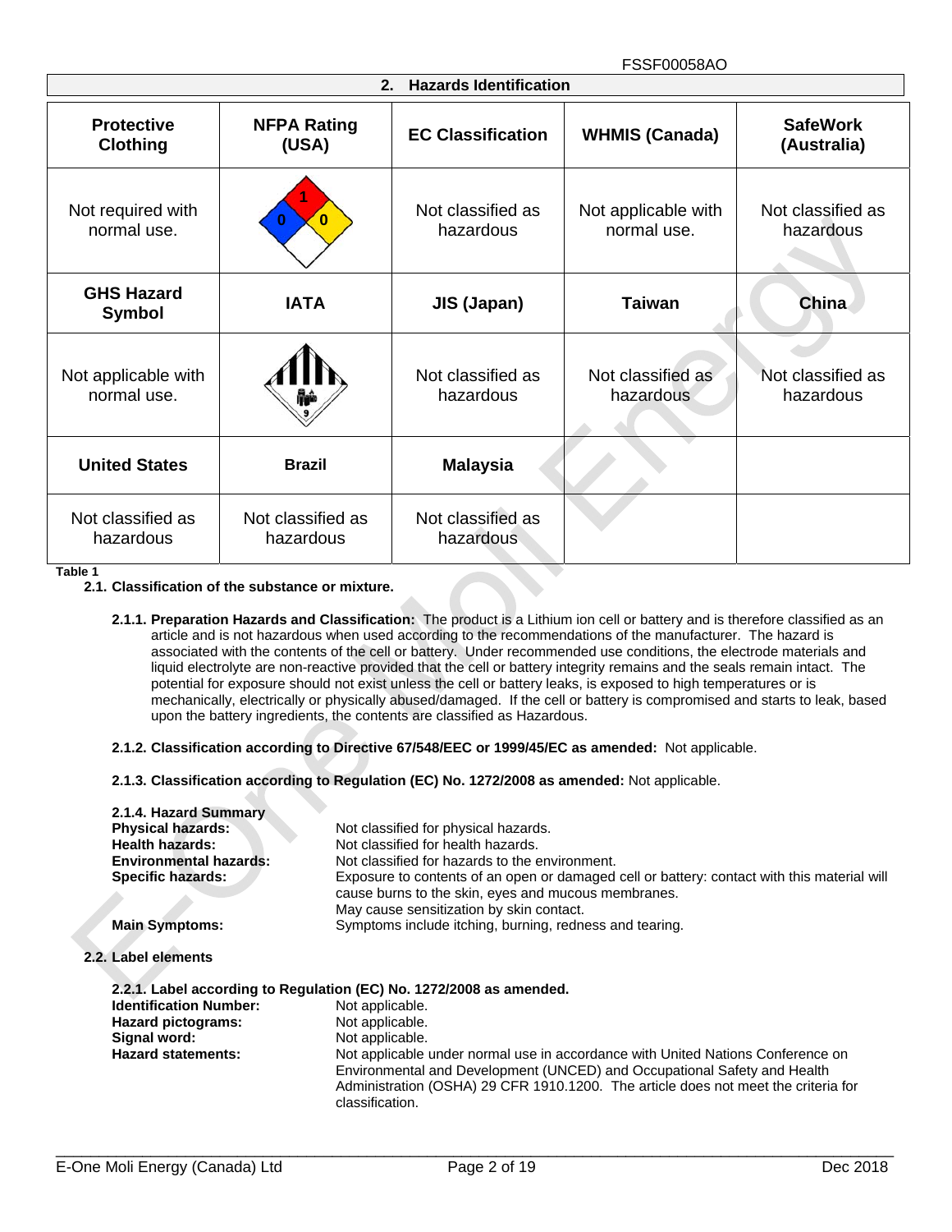## 2. Hazards Identification

| Protective Clothing | NFPA Rating (USA) | EC Classification | WHMIS (Canada) | SafeWork (Australia) |
|---|---|---|---|---|
| Not required with normal use. | 1 / 0 / 0 | Not classified as hazardous | Not applicable with normal use. | Not classified as hazardous |
| **GHS Hazard Symbol** | **IATA** | **JIS (Japan)** | **Taiwan** | **China** |
| Not applicable with normal use. | 9 | Not classified as hazardous | Not classified as hazardous | Not classified as hazardous |
| **United States** | **Brazil** | **Malaysia** | | |
| Not classified as hazardous | Not classified as hazardous | Not classified as hazardous | | |

**Table 1**

### 2.1. Classification of the substance or mixture.

**2.1.1. Preparation Hazards and Classification:** The product is a Lithium ion cell or battery and is therefore classified as an article and is not hazardous when used according to the recommendations of the manufacturer. The hazard is associated with the contents of the cell or battery. Under recommended use conditions, the electrode materials and liquid electrolyte are non-reactive provided that the cell or battery integrity remains and the seals remain intact. The potential for exposure should not exist unless the cell or battery leaks, is exposed to high temperatures or is mechanically, electrically or physically abused/damaged. If the cell or battery is compromised and starts to leak, based upon the battery ingredients, the contents are classified as Hazardous.

**2.1.2. Classification according to Directive 67/548/EEC or 1999/45/EC as amended:** Not applicable.

**2.1.3. Classification according to Regulation (EC) No. 1272/2008 as amended:** Not applicable.

**2.1.4. Hazard Summary**

**Physical hazards:** Not classified for physical hazards.
**Health hazards:** Not classified for health hazards.
**Environmental hazards:** Not classified for hazards to the environment.
**Specific hazards:** Exposure to contents of an open or damaged cell or battery: contact with this material will cause burns to the skin, eyes and mucous membranes.
May cause sensitization by skin contact.
**Main Symptoms:** Symptoms include itching, burning, redness and tearing.

### 2.2. Label elements

**2.2.1. Label according to Regulation (EC) No. 1272/2008 as amended.**

**Identification Number:** Not applicable.
**Hazard pictograms:** Not applicable.
**Signal word:** Not applicable.
**Hazard statements:** Not applicable under normal use in accordance with United Nations Conference on Environmental and Development (UNCED) and Occupational Safety and Health Administration (OSHA) 29 CFR 1910.1200. The article does not meet the criteria for classification.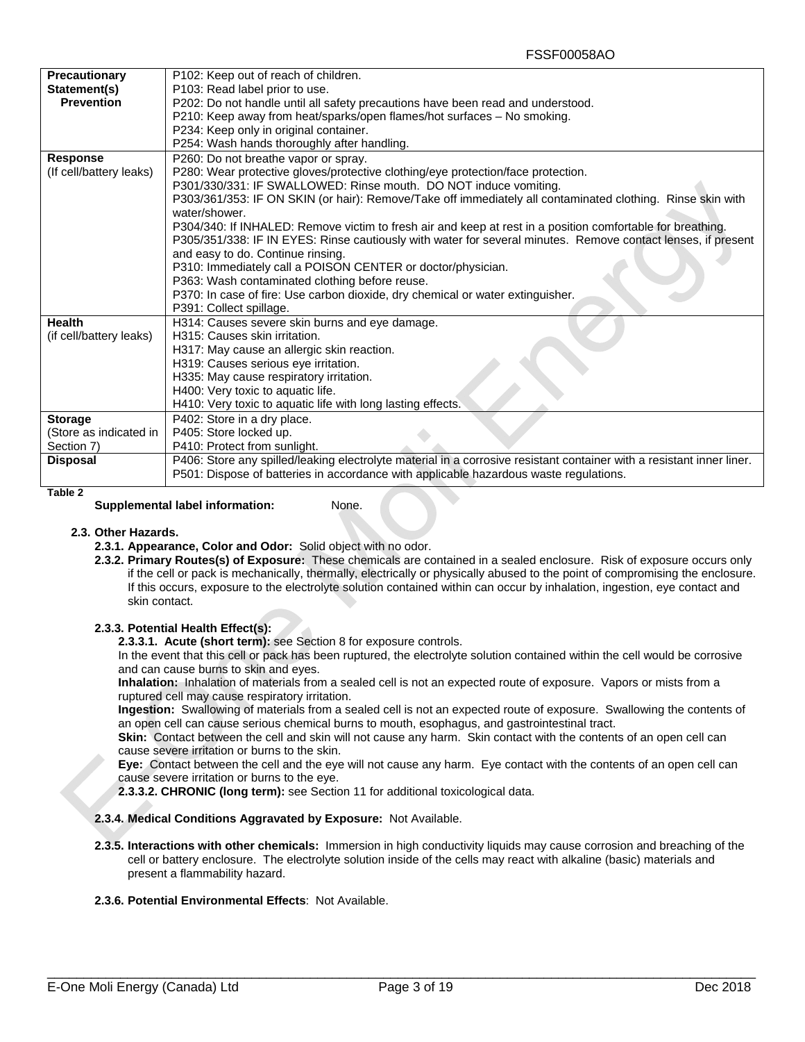| Precautionary Statement(s) Prevention | P102: Keep out of reach of children.<br>P103: Read label prior to use.<br>P202: Do not handle until all safety precautions have been read and understood.<br>P210: Keep away from heat/sparks/open flames/hot surfaces – No smoking.<br>P234: Keep only in original container.<br>P254: Wash hands thoroughly after handling. |
|---|---|
| **Response** (If cell/battery leaks) | P260: Do not breathe vapor or spray.<br>P280: Wear protective gloves/protective clothing/eye protection/face protection.<br>P301/330/331: IF SWALLOWED: Rinse mouth. DO NOT induce vomiting.<br>P303/361/353: IF ON SKIN (or hair): Remove/Take off immediately all contaminated clothing. Rinse skin with water/shower.<br>P304/340: If INHALED: Remove victim to fresh air and keep at rest in a position comfortable for breathing.<br>P305/351/338: IF IN EYES: Rinse cautiously with water for several minutes. Remove contact lenses, if present and easy to do. Continue rinsing.<br>P310: Immediately call a POISON CENTER or doctor/physician.<br>P363: Wash contaminated clothing before reuse.<br>P370: In case of fire: Use carbon dioxide, dry chemical or water extinguisher.<br>P391: Collect spillage. |
| **Health** (if cell/battery leaks) | H314: Causes severe skin burns and eye damage.<br>H315: Causes skin irritation.<br>H317: May cause an allergic skin reaction.<br>H319: Causes serious eye irritation.<br>H335: May cause respiratory irritation.<br>H400: Very toxic to aquatic life.<br>H410: Very toxic to aquatic life with long lasting effects. |
| **Storage** (Store as indicated in Section 7) | P402: Store in a dry place.<br>P405: Store locked up.<br>P410: Protect from sunlight. |
| **Disposal** | P406: Store any spilled/leaking electrolyte material in a corrosive resistant container with a resistant inner liner.<br>P501: Dispose of batteries in accordance with applicable hazardous waste regulations. |

**Table 2**

**Supplemental label information:** None.

### 2.3. Other Hazards.

**2.3.1. Appearance, Color and Odor:** Solid object with no odor.

**2.3.2. Primary Routes(s) of Exposure:** These chemicals are contained in a sealed enclosure. Risk of exposure occurs only if the cell or pack is mechanically, thermally, electrically or physically abused to the point of compromising the enclosure. If this occurs, exposure to the electrolyte solution contained within can occur by inhalation, ingestion, eye contact and skin contact.

**2.3.3. Potential Health Effect(s):**

**2.3.3.1. Acute (short term):** see Section 8 for exposure controls.

In the event that this cell or pack has been ruptured, the electrolyte solution contained within the cell would be corrosive and can cause burns to skin and eyes.

**Inhalation:** Inhalation of materials from a sealed cell is not an expected route of exposure. Vapors or mists from a ruptured cell may cause respiratory irritation.

**Ingestion:** Swallowing of materials from a sealed cell is not an expected route of exposure. Swallowing the contents of an open cell can cause serious chemical burns to mouth, esophagus, and gastrointestinal tract.

**Skin:** Contact between the cell and skin will not cause any harm. Skin contact with the contents of an open cell can cause severe irritation or burns to the skin.

**Eye:** Contact between the cell and the eye will not cause any harm. Eye contact with the contents of an open cell can cause severe irritation or burns to the eye.

**2.3.3.2. CHRONIC (long term):** see Section 11 for additional toxicological data.

**2.3.4. Medical Conditions Aggravated by Exposure:** Not Available.

**2.3.5. Interactions with other chemicals:** Immersion in high conductivity liquids may cause corrosion and breaching of the cell or battery enclosure. The electrolyte solution inside of the cells may react with alkaline (basic) materials and present a flammability hazard.

**2.3.6. Potential Environmental Effects**: Not Available.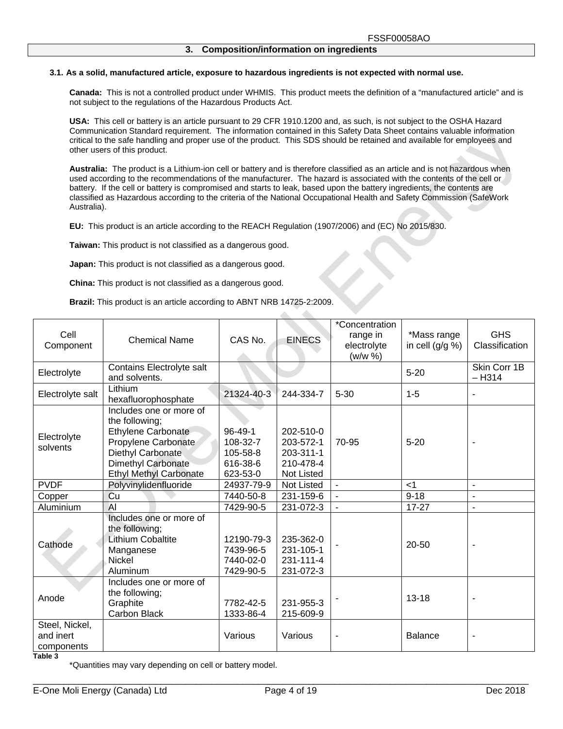## 3. Composition/information on ingredients

**3.1. As a solid, manufactured article, exposure to hazardous ingredients is not expected with normal use.**

**Canada:** This is not a controlled product under WHMIS. This product meets the definition of a "manufactured article" and is not subject to the regulations of the Hazardous Products Act.

**USA:** This cell or battery is an article pursuant to 29 CFR 1910.1200 and, as such, is not subject to the OSHA Hazard Communication Standard requirement. The information contained in this Safety Data Sheet contains valuable information critical to the safe handling and proper use of the product. This SDS should be retained and available for employees and other users of this product.

**Australia:** The product is a Lithium-ion cell or battery and is therefore classified as an article and is not hazardous when used according to the recommendations of the manufacturer. The hazard is associated with the contents of the cell or battery. If the cell or battery is compromised and starts to leak, based upon the battery ingredients, the contents are classified as Hazardous according to the criteria of the National Occupational Health and Safety Commission (SafeWork Australia).

**EU:** This product is an article according to the REACH Regulation (1907/2006) and (EC) No 2015/830.

**Taiwan:** This product is not classified as a dangerous good.

**Japan:** This product is not classified as a dangerous good.

**China:** This product is not classified as a dangerous good.

**Brazil:** This product is an article according to ABNT NRB 14725-2:2009.

| Cell Component | Chemical Name | CAS No. | EINECS | *Concentration range in electrolyte (w/w %) | *Mass range in cell (g/g %) | GHS Classification |
|---|---|---|---|---|---|---|
| Electrolyte | Contains Electrolyte salt and solvents. | | | | 5-20 | Skin Corr 1B – H314 |
| Electrolyte salt | Lithium hexafluorophosphate | 21324-40-3 | 244-334-7 | 5-30 | 1-5 | - |
| Electrolyte solvents | Includes one or more of the following; Ethylene Carbonate Propylene Carbonate Diethyl Carbonate Dimethyl Carbonate Ethyl Methyl Carbonate | 96-49-1 108-32-7 105-58-8 616-38-6 623-53-0 | 202-510-0 203-572-1 203-311-1 210-478-4 Not Listed | 70-95 | 5-20 | - |
| PVDF | Polyvinylidenfluoride | 24937-79-9 | Not Listed | - | <1 | - |
| Copper | Cu | 7440-50-8 | 231-159-6 | - | 9-18 | - |
| Aluminium | Al | 7429-90-5 | 231-072-3 | - | 17-27 | - |
| Cathode | Includes one or more of the following; Lithium Cobaltite Manganese Nickel Aluminum | 12190-79-3 7439-96-5 7440-02-0 7429-90-5 | 235-362-0 231-105-1 231-111-4 231-072-3 | - | 20-50 | - |
| Anode | Includes one or more of the following; Graphite Carbon Black | 7782-42-5 1333-86-4 | 231-955-3 215-609-9 | - | 13-18 | - |
| Steel, Nickel, and inert components | | Various | Various | - | Balance | - |

**Table 3**

*Quantities may vary depending on cell or battery model.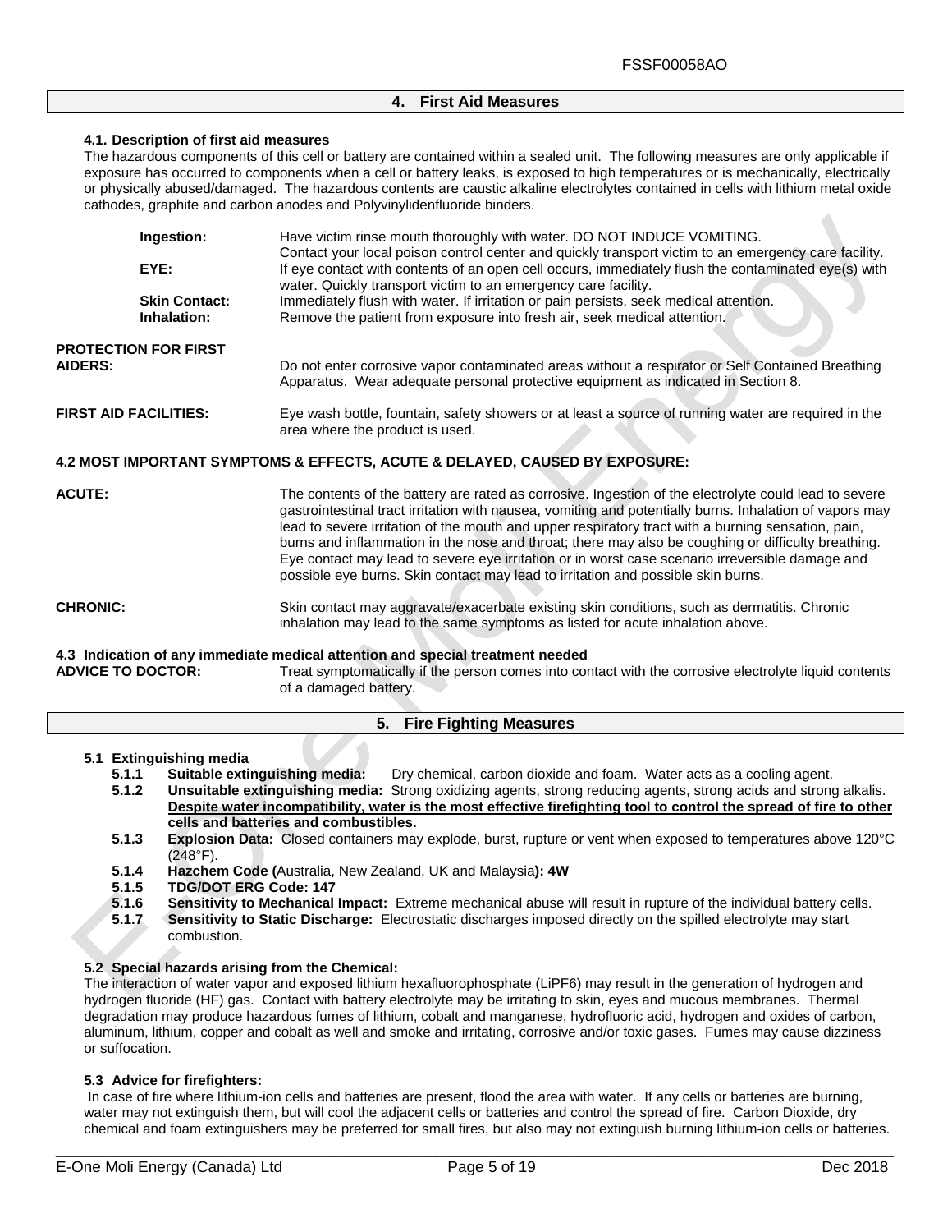## 4. First Aid Measures

**4.1. Description of first aid measures**

The hazardous components of this cell or battery are contained within a sealed unit. The following measures are only applicable if exposure has occurred to components when a cell or battery leaks, is exposed to high temperatures or is mechanically, electrically or physically abused/damaged. The hazardous contents are caustic alkaline electrolytes contained in cells with lithium metal oxide cathodes, graphite and carbon anodes and Polyvinylidenfluoride binders.

| | |
|---|---|
| **Ingestion:** | Have victim rinse mouth thoroughly with water. DO NOT INDUCE VOMITING. Contact your local poison control center and quickly transport victim to an emergency care facility. |
| **EYE:** | If eye contact with contents of an open cell occurs, immediately flush the contaminated eye(s) with water. Quickly transport victim to an emergency care facility. |
| **Skin Contact:** | Immediately flush with water. If irritation or pain persists, seek medical attention. |
| **Inhalation:** | Remove the patient from exposure into fresh air, seek medical attention. |

**PROTECTION FOR FIRST AIDERS:** Do not enter corrosive vapor contaminated areas without a respirator or Self Contained Breathing Apparatus. Wear adequate personal protective equipment as indicated in Section 8.

**FIRST AID FACILITIES:** Eye wash bottle, fountain, safety showers or at least a source of running water are required in the area where the product is used.

**4.2 MOST IMPORTANT SYMPTOMS & EFFECTS, ACUTE & DELAYED, CAUSED BY EXPOSURE:**

**ACUTE:** The contents of the battery are rated as corrosive. Ingestion of the electrolyte could lead to severe gastrointestinal tract irritation with nausea, vomiting and potentially burns. Inhalation of vapors may lead to severe irritation of the mouth and upper respiratory tract with a burning sensation, pain, burns and inflammation in the nose and throat; there may also be coughing or difficulty breathing. Eye contact may lead to severe eye irritation or in worst case scenario irreversible damage and possible eye burns. Skin contact may lead to irritation and possible skin burns.

**CHRONIC:** Skin contact may aggravate/exacerbate existing skin conditions, such as dermatitis. Chronic inhalation may lead to the same symptoms as listed for acute inhalation above.

**4.3 Indication of any immediate medical attention and special treatment needed**

**ADVICE TO DOCTOR:** Treat symptomatically if the person comes into contact with the corrosive electrolyte liquid contents of a damaged battery.

## 5. Fire Fighting Measures

**5.1 Extinguishing media**

- **5.1.1 Suitable extinguishing media:** Dry chemical, carbon dioxide and foam. Water acts as a cooling agent.
- **5.1.2 Unsuitable extinguishing media:** Strong oxidizing agents, strong reducing agents, strong acids and strong alkalis. **<u>Despite water incompatibility, water is the most effective firefighting tool to control the spread of fire to other cells and batteries and combustibles.</u>**
- **5.1.3 Explosion Data:** Closed containers may explode, burst, rupture or vent when exposed to temperatures above 120°C (248°F).
- **5.1.4 Hazchem Code (**Australia, New Zealand, UK and Malaysia**): 4W**
- **5.1.5 TDG/DOT ERG Code: 147**
- **5.1.6 Sensitivity to Mechanical Impact:** Extreme mechanical abuse will result in rupture of the individual battery cells.
- **5.1.7 Sensitivity to Static Discharge:** Electrostatic discharges imposed directly on the spilled electrolyte may start combustion.

**5.2 Special hazards arising from the Chemical:**

The interaction of water vapor and exposed lithium hexafluorophosphate ($LiPF_6$) may result in the generation of hydrogen and hydrogen fluoride (HF) gas. Contact with battery electrolyte may be irritating to skin, eyes and mucous membranes. Thermal degradation may produce hazardous fumes of lithium, cobalt and manganese, hydrofluoric acid, hydrogen and oxides of carbon, aluminum, lithium, copper and cobalt as well and smoke and irritating, corrosive and/or toxic gases. Fumes may cause dizziness or suffocation.

**5.3 Advice for firefighters:**

In case of fire where lithium-ion cells and batteries are present, flood the area with water. If any cells or batteries are burning, water may not extinguish them, but will cool the adjacent cells or batteries and control the spread of fire. Carbon Dioxide, dry chemical and foam extinguishers may be preferred for small fires, but also may not extinguish burning lithium-ion cells or batteries.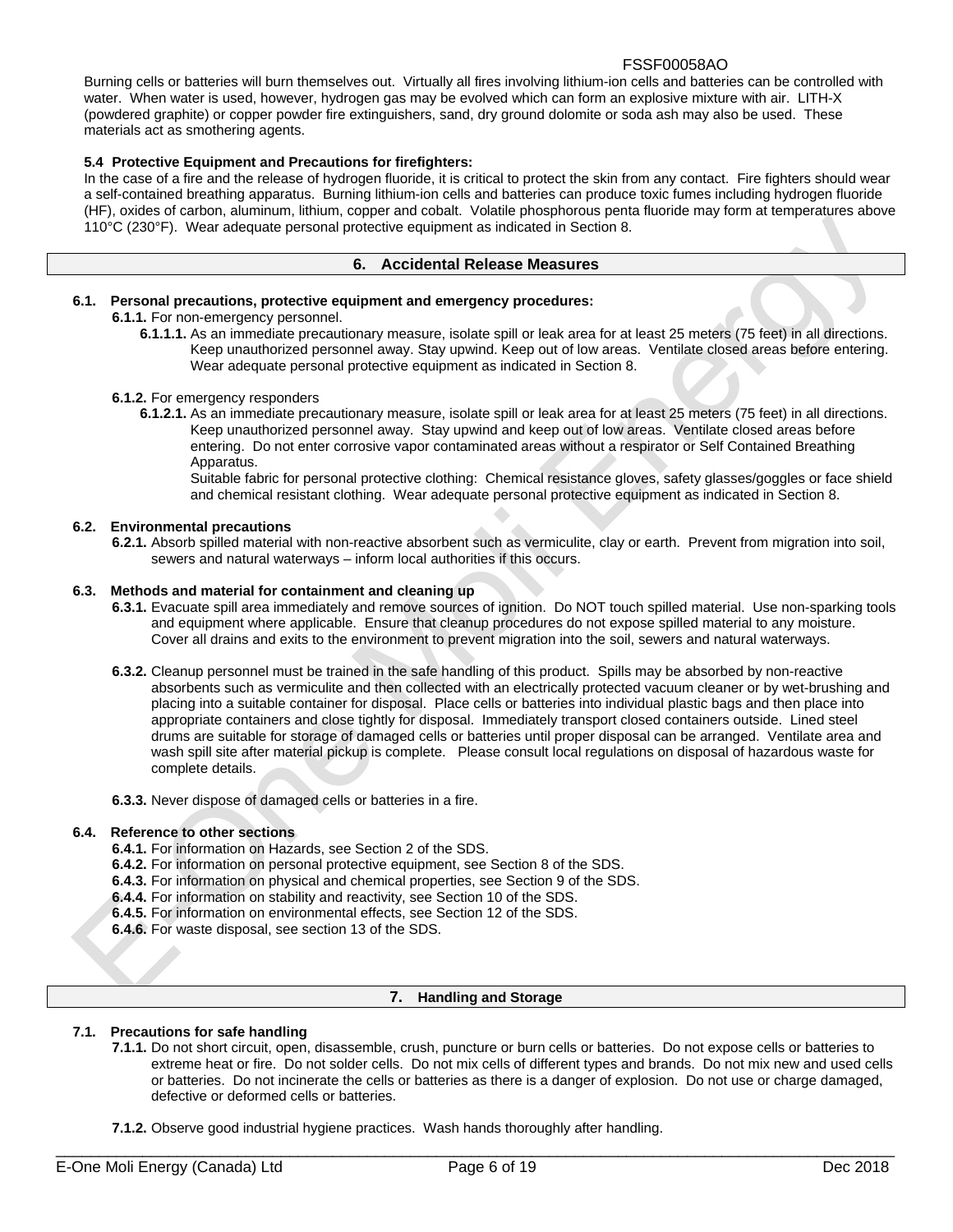Burning cells or batteries will burn themselves out. Virtually all fires involving lithium-ion cells and batteries can be controlled with water. When water is used, however, hydrogen gas may be evolved which can form an explosive mixture with air. LITH-X (powdered graphite) or copper powder fire extinguishers, sand, dry ground dolomite or soda ash may also be used. These materials act as smothering agents.

**5.4 Protective Equipment and Precautions for firefighters:**

In the case of a fire and the release of hydrogen fluoride, it is critical to protect the skin from any contact. Fire fighters should wear a self-contained breathing apparatus. Burning lithium-ion cells and batteries can produce toxic fumes including hydrogen fluoride (HF), oxides of carbon, aluminum, lithium, copper and cobalt. Volatile phosphorous penta fluoride may form at temperatures above 110°C (230°F). Wear adequate personal protective equipment as indicated in Section 8.

## 6. Accidental Release Measures

**6.1. Personal precautions, protective equipment and emergency procedures:**

**6.1.1.** For non-emergency personnel.

**6.1.1.1.** As an immediate precautionary measure, isolate spill or leak area for at least 25 meters (75 feet) in all directions. Keep unauthorized personnel away. Stay upwind. Keep out of low areas. Ventilate closed areas before entering. Wear adequate personal protective equipment as indicated in Section 8.

**6.1.2.** For emergency responders

**6.1.2.1.** As an immediate precautionary measure, isolate spill or leak area for at least 25 meters (75 feet) in all directions. Keep unauthorized personnel away. Stay upwind and keep out of low areas. Ventilate closed areas before entering. Do not enter corrosive vapor contaminated areas without a respirator or Self Contained Breathing Apparatus.

Suitable fabric for personal protective clothing: Chemical resistance gloves, safety glasses/goggles or face shield and chemical resistant clothing. Wear adequate personal protective equipment as indicated in Section 8.

**6.2. Environmental precautions**

**6.2.1.** Absorb spilled material with non-reactive absorbent such as vermiculite, clay or earth. Prevent from migration into soil, sewers and natural waterways – inform local authorities if this occurs.

**6.3. Methods and material for containment and cleaning up**

**6.3.1.** Evacuate spill area immediately and remove sources of ignition. Do NOT touch spilled material. Use non-sparking tools and equipment where applicable. Ensure that cleanup procedures do not expose spilled material to any moisture. Cover all drains and exits to the environment to prevent migration into the soil, sewers and natural waterways.

**6.3.2.** Cleanup personnel must be trained in the safe handling of this product. Spills may be absorbed by non-reactive absorbents such as vermiculite and then collected with an electrically protected vacuum cleaner or by wet-brushing and placing into a suitable container for disposal. Place cells or batteries into individual plastic bags and then place into appropriate containers and close tightly for disposal. Immediately transport closed containers outside. Lined steel drums are suitable for storage of damaged cells or batteries until proper disposal can be arranged. Ventilate area and wash spill site after material pickup is complete. Please consult local regulations on disposal of hazardous waste for complete details.

**6.3.3.** Never dispose of damaged cells or batteries in a fire.

**6.4. Reference to other sections**

**6.4.1.** For information on Hazards, see Section 2 of the SDS.
**6.4.2.** For information on personal protective equipment, see Section 8 of the SDS.
**6.4.3.** For information on physical and chemical properties, see Section 9 of the SDS.
**6.4.4.** For information on stability and reactivity, see Section 10 of the SDS.
**6.4.5.** For information on environmental effects, see Section 12 of the SDS.
**6.4.6.** For waste disposal, see section 13 of the SDS.

## 7. Handling and Storage

**7.1. Precautions for safe handling**

**7.1.1.** Do not short circuit, open, disassemble, crush, puncture or burn cells or batteries. Do not expose cells or batteries to extreme heat or fire. Do not solder cells. Do not mix cells of different types and brands. Do not mix new and used cells or batteries. Do not incinerate the cells or batteries as there is a danger of explosion. Do not use or charge damaged, defective or deformed cells or batteries.

**7.1.2.** Observe good industrial hygiene practices. Wash hands thoroughly after handling.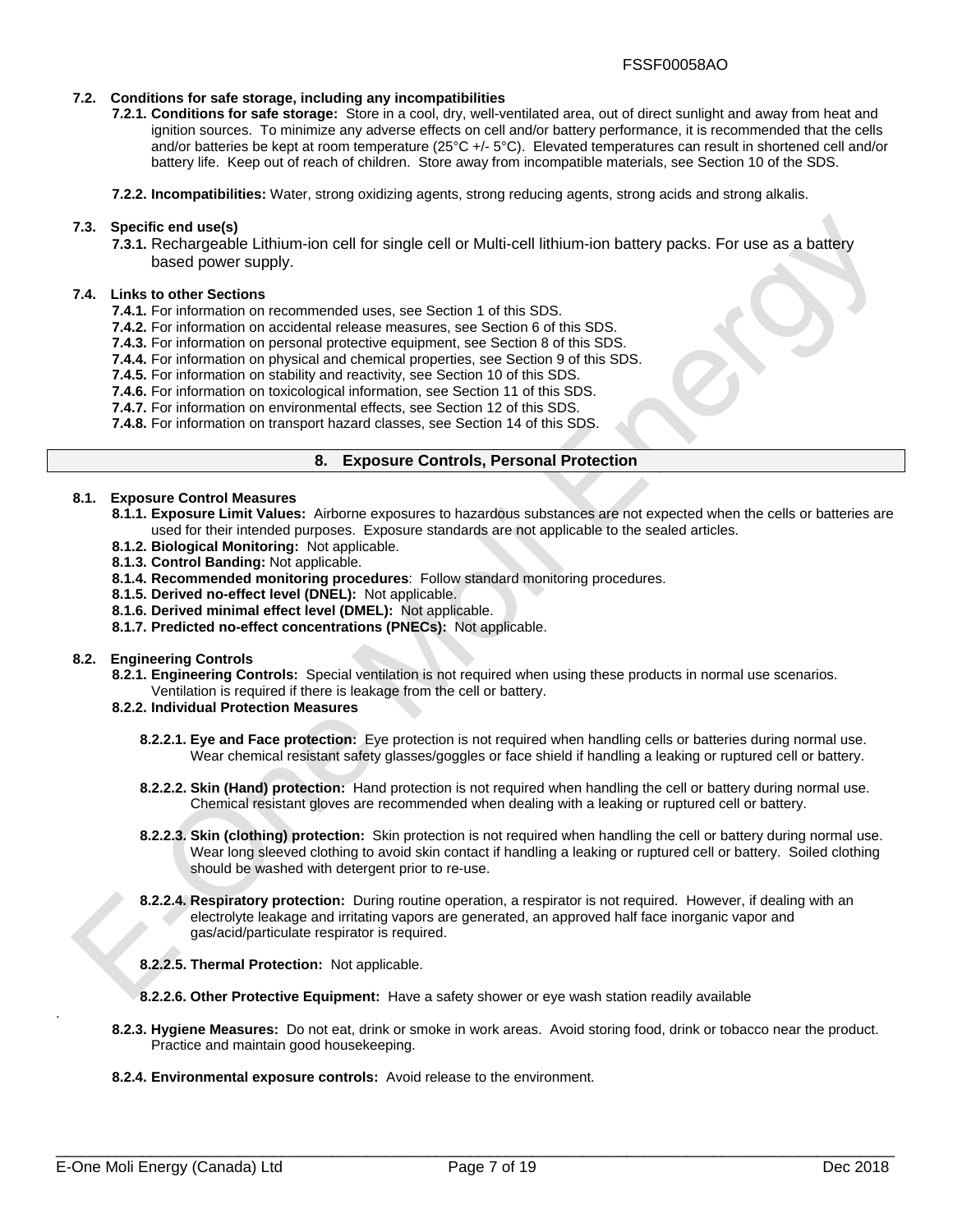**7.2. Conditions for safe storage, including any incompatibilities**

**7.2.1. Conditions for safe storage:** Store in a cool, dry, well-ventilated area, out of direct sunlight and away from heat and ignition sources. To minimize any adverse effects on cell and/or battery performance, it is recommended that the cells and/or batteries be kept at room temperature (25°C +/- 5°C). Elevated temperatures can result in shortened cell and/or battery life. Keep out of reach of children. Store away from incompatible materials, see Section 10 of the SDS.

**7.2.2. Incompatibilities:** Water, strong oxidizing agents, strong reducing agents, strong acids and strong alkalis.

**7.3. Specific end use(s)**

**7.3.1.** Rechargeable Lithium-ion cell for single cell or Multi-cell lithium-ion battery packs. For use as a battery based power supply.

**7.4. Links to other Sections**

**7.4.1.** For information on recommended uses, see Section 1 of this SDS.
**7.4.2.** For information on accidental release measures, see Section 6 of this SDS.
**7.4.3.** For information on personal protective equipment, see Section 8 of this SDS.
**7.4.4.** For information on physical and chemical properties, see Section 9 of this SDS.
**7.4.5.** For information on stability and reactivity, see Section 10 of this SDS.
**7.4.6.** For information on toxicological information, see Section 11 of this SDS.
**7.4.7.** For information on environmental effects, see Section 12 of this SDS.
**7.4.8.** For information on transport hazard classes, see Section 14 of this SDS.

## 8. Exposure Controls, Personal Protection

**8.1. Exposure Control Measures**

**8.1.1. Exposure Limit Values:** Airborne exposures to hazardous substances are not expected when the cells or batteries are used for their intended purposes. Exposure standards are not applicable to the sealed articles.
**8.1.2. Biological Monitoring:** Not applicable.
**8.1.3. Control Banding:** Not applicable.
**8.1.4. Recommended monitoring procedures**: Follow standard monitoring procedures.
**8.1.5. Derived no-effect level (DNEL):** Not applicable.
**8.1.6. Derived minimal effect level (DMEL):** Not applicable.
**8.1.7. Predicted no-effect concentrations (PNECs):** Not applicable.

**8.2. Engineering Controls**

**8.2.1. Engineering Controls:** Special ventilation is not required when using these products in normal use scenarios. Ventilation is required if there is leakage from the cell or battery.

**8.2.2. Individual Protection Measures**

**8.2.2.1. Eye and Face protection:** Eye protection is not required when handling cells or batteries during normal use. Wear chemical resistant safety glasses/goggles or face shield if handling a leaking or ruptured cell or battery.

**8.2.2.2. Skin (Hand) protection:** Hand protection is not required when handling the cell or battery during normal use. Chemical resistant gloves are recommended when dealing with a leaking or ruptured cell or battery.

**8.2.2.3. Skin (clothing) protection:** Skin protection is not required when handling the cell or battery during normal use. Wear long sleeved clothing to avoid skin contact if handling a leaking or ruptured cell or battery. Soiled clothing should be washed with detergent prior to re-use.

**8.2.2.4. Respiratory protection:** During routine operation, a respirator is not required. However, if dealing with an electrolyte leakage and irritating vapors are generated, an approved half face inorganic vapor and gas/acid/particulate respirator is required.

**8.2.2.5. Thermal Protection:** Not applicable.

**8.2.2.6. Other Protective Equipment:** Have a safety shower or eye wash station readily available

**8.2.3. Hygiene Measures:** Do not eat, drink or smoke in work areas. Avoid storing food, drink or tobacco near the product. Practice and maintain good housekeeping.

**8.2.4. Environmental exposure controls:** Avoid release to the environment.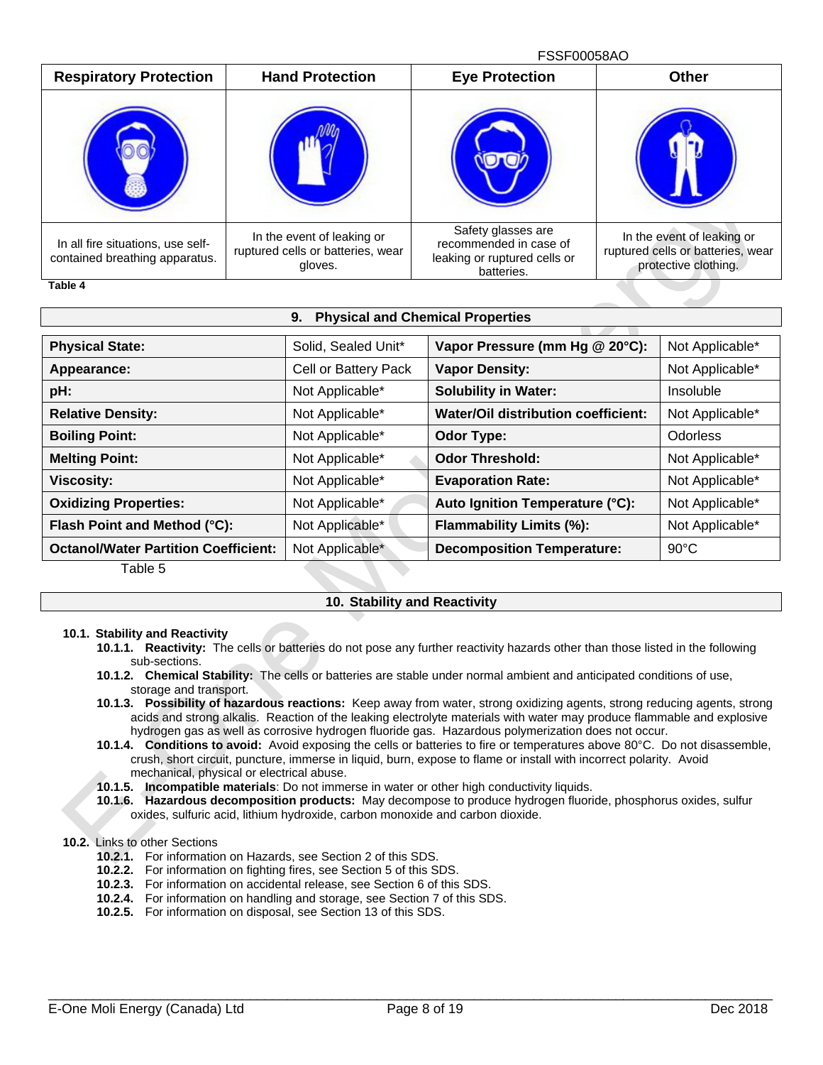| Respiratory Protection | Hand Protection | Eye Protection | Other |
|---|---|---|---|
| | | | |
| In all fire situations, use self-contained breathing apparatus. | In the event of leaking or ruptured cells or batteries, wear gloves. | Safety glasses are recommended in case of leaking or ruptured cells or batteries. | In the event of leaking or ruptured cells or batteries, wear protective clothing. |

**Table 4**

## 9. Physical and Chemical Properties

| Physical State: | Solid, Sealed Unit* | Vapor Pressure (mm Hg @ 20°C): | Not Applicable* |
|---|---|---|---|
| **Appearance:** | Cell or Battery Pack | **Vapor Density:** | Not Applicable* |
| **pH:** | Not Applicable* | **Solubility in Water:** | Insoluble |
| **Relative Density:** | Not Applicable* | **Water/Oil distribution coefficient:** | Not Applicable* |
| **Boiling Point:** | Not Applicable* | **Odor Type:** | Odorless |
| **Melting Point:** | Not Applicable* | **Odor Threshold:** | Not Applicable* |
| **Viscosity:** | Not Applicable* | **Evaporation Rate:** | Not Applicable* |
| **Oxidizing Properties:** | Not Applicable* | **Auto Ignition Temperature (°C):** | Not Applicable* |
| **Flash Point and Method (°C):** | Not Applicable* | **Flammability Limits (%):** | Not Applicable* |
| **Octanol/Water Partition Coefficient:** | Not Applicable* | **Decomposition Temperature:** | 90°C |

Table 5

## 10. Stability and Reactivity

**10.1. Stability and Reactivity**

- **10.1.1. Reactivity:** The cells or batteries do not pose any further reactivity hazards other than those listed in the following sub-sections.
- **10.1.2. Chemical Stability:** The cells or batteries are stable under normal ambient and anticipated conditions of use, storage and transport.
- **10.1.3. Possibility of hazardous reactions:** Keep away from water, strong oxidizing agents, strong reducing agents, strong acids and strong alkalis. Reaction of the leaking electrolyte materials with water may produce flammable and explosive hydrogen gas as well as corrosive hydrogen fluoride gas. Hazardous polymerization does not occur.
- **10.1.4. Conditions to avoid:** Avoid exposing the cells or batteries to fire or temperatures above 80°C. Do not disassemble, crush, short circuit, puncture, immerse in liquid, burn, expose to flame or install with incorrect polarity. Avoid mechanical, physical or electrical abuse.
- **10.1.5. Incompatible materials**: Do not immerse in water or other high conductivity liquids.
- **10.1.6. Hazardous decomposition products:** May decompose to produce hydrogen fluoride, phosphorus oxides, sulfur oxides, sulfuric acid, lithium hydroxide, carbon monoxide and carbon dioxide.

**10.2.** Links to other Sections

- **10.2.1.** For information on Hazards, see Section 2 of this SDS.
- **10.2.2.** For information on fighting fires, see Section 5 of this SDS.
- **10.2.3.** For information on accidental release, see Section 6 of this SDS.
- **10.2.4.** For information on handling and storage, see Section 7 of this SDS.
- **10.2.5.** For information on disposal, see Section 13 of this SDS.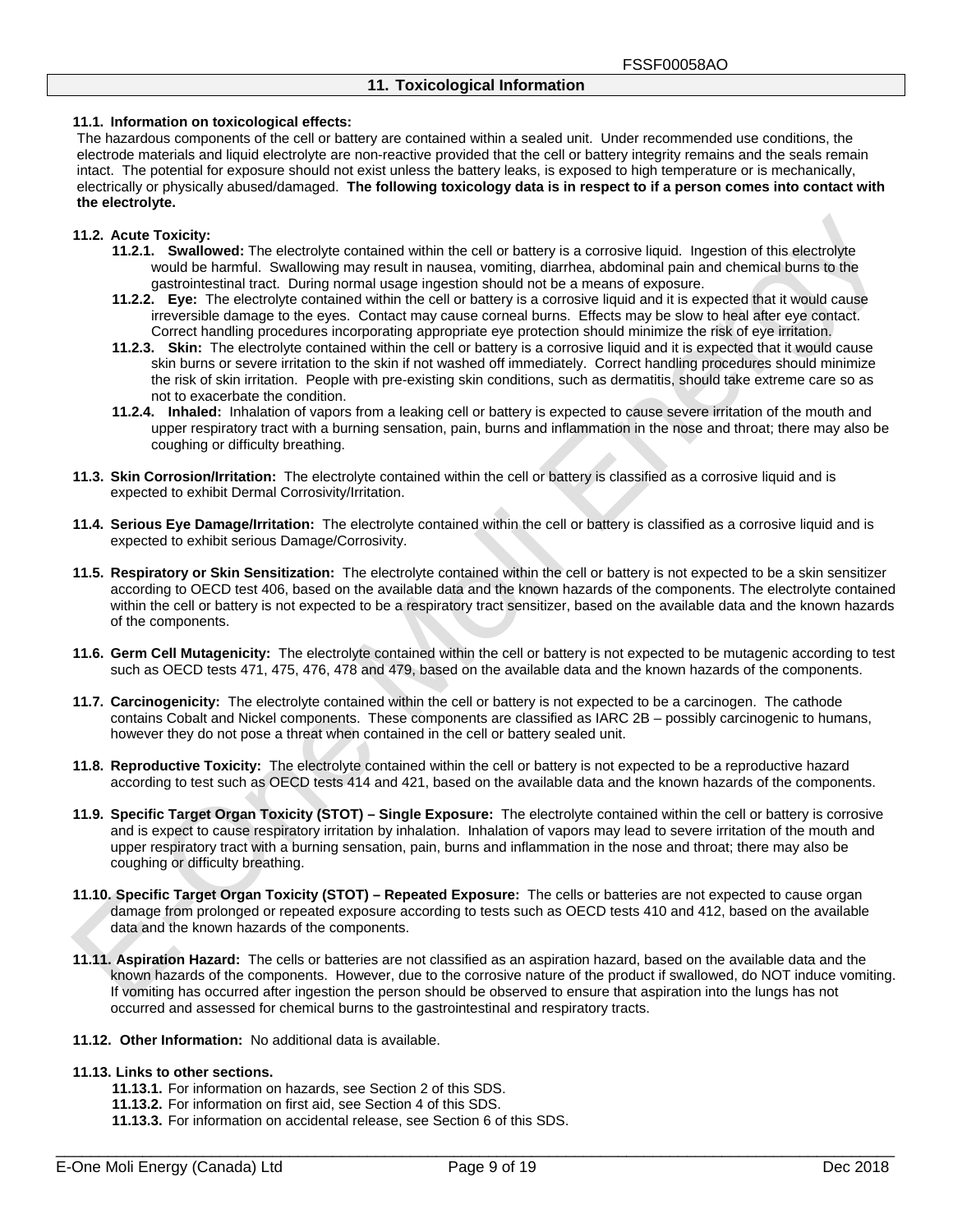## 11. Toxicological Information

**11.1. Information on toxicological effects:**

The hazardous components of the cell or battery are contained within a sealed unit. Under recommended use conditions, the electrode materials and liquid electrolyte are non-reactive provided that the cell or battery integrity remains and the seals remain intact. The potential for exposure should not exist unless the battery leaks, is exposed to high temperature or is mechanically, electrically or physically abused/damaged. **The following toxicology data is in respect to if a person comes into contact with the electrolyte.**

**11.2. Acute Toxicity:**

- **11.2.1. Swallowed:** The electrolyte contained within the cell or battery is a corrosive liquid. Ingestion of this electrolyte would be harmful. Swallowing may result in nausea, vomiting, diarrhea, abdominal pain and chemical burns to the gastrointestinal tract. During normal usage ingestion should not be a means of exposure.
- **11.2.2. Eye:** The electrolyte contained within the cell or battery is a corrosive liquid and it is expected that it would cause irreversible damage to the eyes. Contact may cause corneal burns. Effects may be slow to heal after eye contact. Correct handling procedures incorporating appropriate eye protection should minimize the risk of eye irritation.
- **11.2.3. Skin:** The electrolyte contained within the cell or battery is a corrosive liquid and it is expected that it would cause skin burns or severe irritation to the skin if not washed off immediately. Correct handling procedures should minimize the risk of skin irritation. People with pre-existing skin conditions, such as dermatitis, should take extreme care so as not to exacerbate the condition.
- **11.2.4. Inhaled:** Inhalation of vapors from a leaking cell or battery is expected to cause severe irritation of the mouth and upper respiratory tract with a burning sensation, pain, burns and inflammation in the nose and throat; there may also be coughing or difficulty breathing.

**11.3. Skin Corrosion/Irritation:** The electrolyte contained within the cell or battery is classified as a corrosive liquid and is expected to exhibit Dermal Corrosivity/Irritation.

**11.4. Serious Eye Damage/Irritation:** The electrolyte contained within the cell or battery is classified as a corrosive liquid and is expected to exhibit serious Damage/Corrosivity.

**11.5. Respiratory or Skin Sensitization:** The electrolyte contained within the cell or battery is not expected to be a skin sensitizer according to OECD test 406, based on the available data and the known hazards of the components. The electrolyte contained within the cell or battery is not expected to be a respiratory tract sensitizer, based on the available data and the known hazards of the components.

**11.6. Germ Cell Mutagenicity:** The electrolyte contained within the cell or battery is not expected to be mutagenic according to test such as OECD tests 471, 475, 476, 478 and 479, based on the available data and the known hazards of the components.

**11.7. Carcinogenicity:** The electrolyte contained within the cell or battery is not expected to be a carcinogen. The cathode contains Cobalt and Nickel components. These components are classified as IARC 2B – possibly carcinogenic to humans, however they do not pose a threat when contained in the cell or battery sealed unit.

**11.8. Reproductive Toxicity:** The electrolyte contained within the cell or battery is not expected to be a reproductive hazard according to test such as OECD tests 414 and 421, based on the available data and the known hazards of the components.

**11.9. Specific Target Organ Toxicity (STOT) – Single Exposure:** The electrolyte contained within the cell or battery is corrosive and is expect to cause respiratory irritation by inhalation. Inhalation of vapors may lead to severe irritation of the mouth and upper respiratory tract with a burning sensation, pain, burns and inflammation in the nose and throat; there may also be coughing or difficulty breathing.

**11.10. Specific Target Organ Toxicity (STOT) – Repeated Exposure:** The cells or batteries are not expected to cause organ damage from prolonged or repeated exposure according to tests such as OECD tests 410 and 412, based on the available data and the known hazards of the components.

**11.11. Aspiration Hazard:** The cells or batteries are not classified as an aspiration hazard, based on the available data and the known hazards of the components. However, due to the corrosive nature of the product if swallowed, do NOT induce vomiting. If vomiting has occurred after ingestion the person should be observed to ensure that aspiration into the lungs has not occurred and assessed for chemical burns to the gastrointestinal and respiratory tracts.

**11.12. Other Information:** No additional data is available.

**11.13. Links to other sections.**

- **11.13.1.** For information on hazards, see Section 2 of this SDS.
- **11.13.2.** For information on first aid, see Section 4 of this SDS.
- **11.13.3.** For information on accidental release, see Section 6 of this SDS.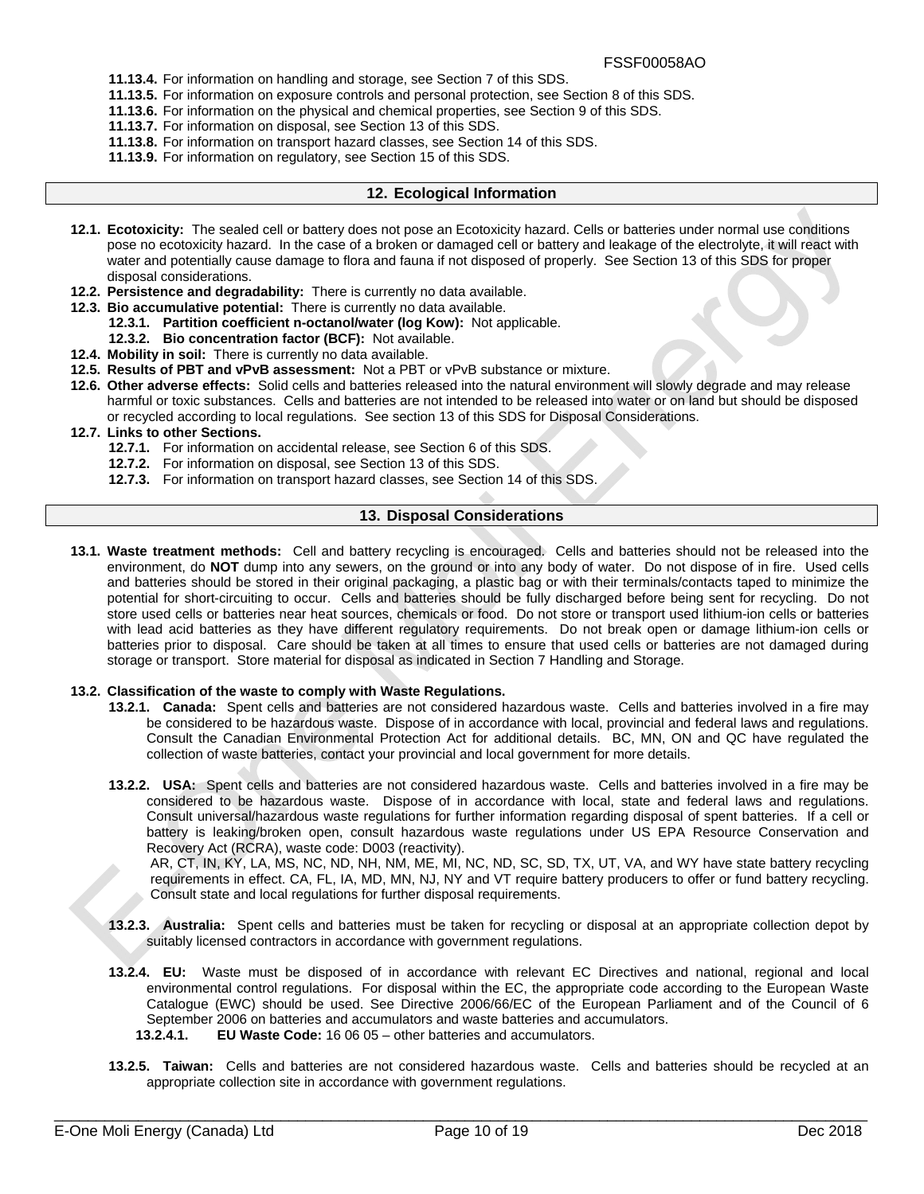**11.13.4.** For information on handling and storage, see Section 7 of this SDS.
**11.13.5.** For information on exposure controls and personal protection, see Section 8 of this SDS.
**11.13.6.** For information on the physical and chemical properties, see Section 9 of this SDS.
**11.13.7.** For information on disposal, see Section 13 of this SDS.
**11.13.8.** For information on transport hazard classes, see Section 14 of this SDS.
**11.13.9.** For information on regulatory, see Section 15 of this SDS.

## 12. Ecological Information

**12.1. Ecotoxicity:** The sealed cell or battery does not pose an Ecotoxicity hazard. Cells or batteries under normal use conditions pose no ecotoxicity hazard. In the case of a broken or damaged cell or battery and leakage of the electrolyte, it will react with water and potentially cause damage to flora and fauna if not disposed of properly. See Section 13 of this SDS for proper disposal considerations.

**12.2. Persistence and degradability:** There is currently no data available.

**12.3. Bio accumulative potential:** There is currently no data available.

- **12.3.1. Partition coefficient n-octanol/water (log Kow):** Not applicable.
- **12.3.2. Bio concentration factor (BCF):** Not available.

**12.4. Mobility in soil:** There is currently no data available.

**12.5. Results of PBT and vPvB assessment:** Not a PBT or vPvB substance or mixture.

**12.6. Other adverse effects:** Solid cells and batteries released into the natural environment will slowly degrade and may release harmful or toxic substances. Cells and batteries are not intended to be released into water or on land but should be disposed or recycled according to local regulations. See section 13 of this SDS for Disposal Considerations.

**12.7. Links to other Sections.**

- **12.7.1.** For information on accidental release, see Section 6 of this SDS.
- **12.7.2.** For information on disposal, see Section 13 of this SDS.
- **12.7.3.** For information on transport hazard classes, see Section 14 of this SDS.

## 13. Disposal Considerations

**13.1. Waste treatment methods:** Cell and battery recycling is encouraged. Cells and batteries should not be released into the environment, do **NOT** dump into any sewers, on the ground or into any body of water. Do not dispose of in fire. Used cells and batteries should be stored in their original packaging, a plastic bag or with their terminals/contacts taped to minimize the potential for short-circuiting to occur. Cells and batteries should be fully discharged before being sent for recycling. Do not store used cells or batteries near heat sources, chemicals or food. Do not store or transport used lithium-ion cells or batteries with lead acid batteries as they have different regulatory requirements. Do not break open or damage lithium-ion cells or batteries prior to disposal. Care should be taken at all times to ensure that used cells or batteries are not damaged during storage or transport. Store material for disposal as indicated in Section 7 Handling and Storage.

**13.2. Classification of the waste to comply with Waste Regulations.**

**13.2.1. Canada:** Spent cells and batteries are not considered hazardous waste. Cells and batteries involved in a fire may be considered to be hazardous waste. Dispose of in accordance with local, provincial and federal laws and regulations. Consult the Canadian Environmental Protection Act for additional details. BC, MN, ON and QC have regulated the collection of waste batteries, contact your provincial and local government for more details.

**13.2.2. USA:** Spent cells and batteries are not considered hazardous waste. Cells and batteries involved in a fire may be considered to be hazardous waste. Dispose of in accordance with local, state and federal laws and regulations. Consult universal/hazardous waste regulations for further information regarding disposal of spent batteries. If a cell or battery is leaking/broken open, consult hazardous waste regulations under US EPA Resource Conservation and Recovery Act (RCRA), waste code: D003 (reactivity).
AR, CT, IN, KY, LA, MS, NC, ND, NH, NM, ME, MI, NC, ND, SC, SD, TX, UT, VA, and WY have state battery recycling requirements in effect. CA, FL, IA, MD, MN, NJ, NY and VT require battery producers to offer or fund battery recycling. Consult state and local regulations for further disposal requirements.

**13.2.3. Australia:** Spent cells and batteries must be taken for recycling or disposal at an appropriate collection depot by suitably licensed contractors in accordance with government regulations.

**13.2.4. EU:** Waste must be disposed of in accordance with relevant EC Directives and national, regional and local environmental control regulations. For disposal within the EC, the appropriate code according to the European Waste Catalogue (EWC) should be used. See Directive 2006/66/EC of the European Parliament and of the Council of 6 September 2006 on batteries and accumulators and waste batteries and accumulators.

- **13.2.4.1. EU Waste Code:** 16 06 05 – other batteries and accumulators.

**13.2.5. Taiwan:** Cells and batteries are not considered hazardous waste. Cells and batteries should be recycled at an appropriate collection site in accordance with government regulations.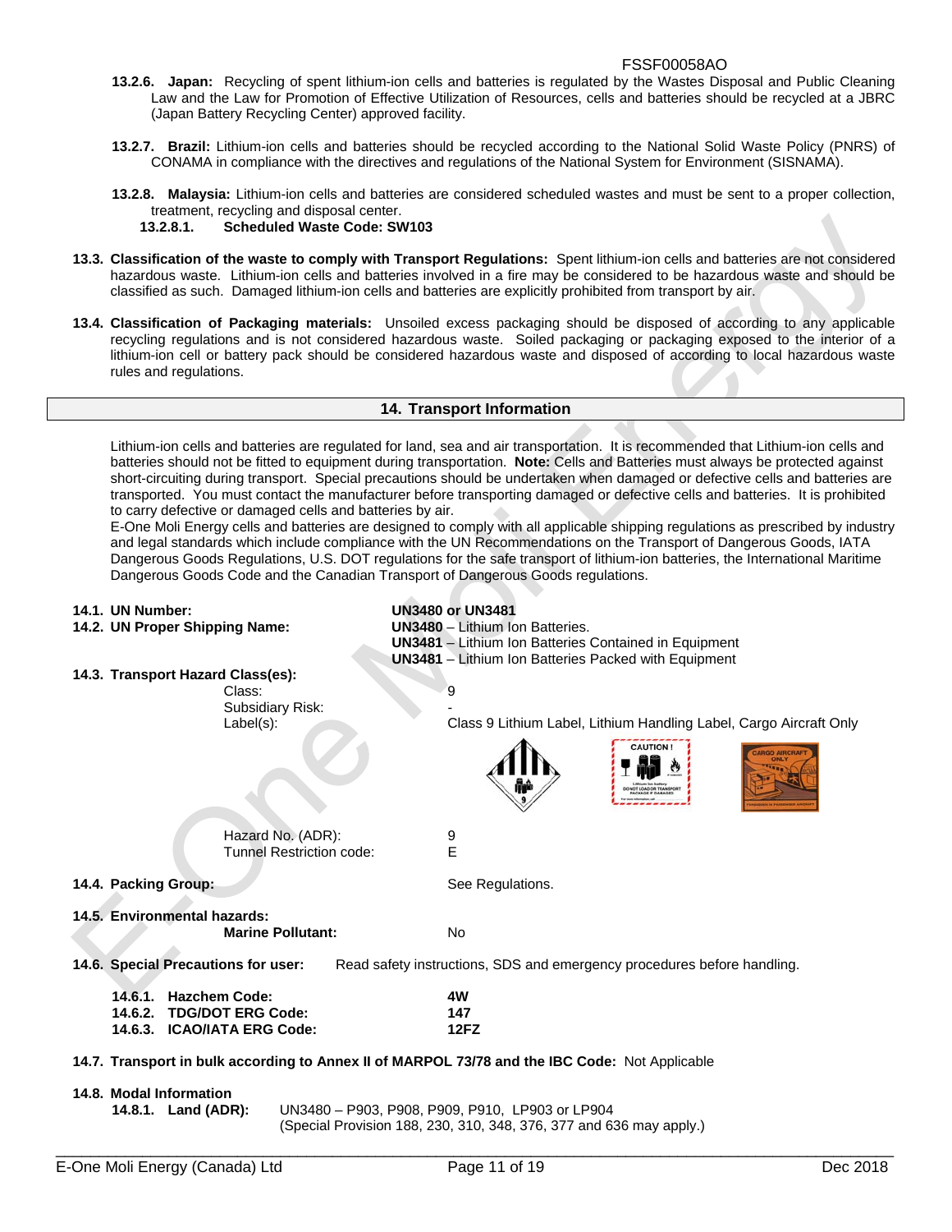**13.2.6. Japan:** Recycling of spent lithium-ion cells and batteries is regulated by the Wastes Disposal and Public Cleaning Law and the Law for Promotion of Effective Utilization of Resources, cells and batteries should be recycled at a JBRC (Japan Battery Recycling Center) approved facility.

**13.2.7. Brazil:** Lithium-ion cells and batteries should be recycled according to the National Solid Waste Policy (PNRS) of CONAMA in compliance with the directives and regulations of the National System for Environment (SISNAMA).

**13.2.8. Malaysia:** Lithium-ion cells and batteries are considered scheduled wastes and must be sent to a proper collection, treatment, recycling and disposal center.

**13.2.8.1. Scheduled Waste Code: SW103**

**13.3. Classification of the waste to comply with Transport Regulations:** Spent lithium-ion cells and batteries are not considered hazardous waste. Lithium-ion cells and batteries involved in a fire may be considered to be hazardous waste and should be classified as such. Damaged lithium-ion cells and batteries are explicitly prohibited from transport by air.

**13.4. Classification of Packaging materials:** Unsoiled excess packaging should be disposed of according to any applicable recycling regulations and is not considered hazardous waste. Soiled packaging or packaging exposed to the interior of a lithium-ion cell or battery pack should be considered hazardous waste and disposed of according to local hazardous waste rules and regulations.

## 14. Transport Information

Lithium-ion cells and batteries are regulated for land, sea and air transportation. It is recommended that Lithium-ion cells and batteries should not be fitted to equipment during transportation. **Note:** Cells and Batteries must always be protected against short-circuiting during transport. Special precautions should be undertaken when damaged or defective cells and batteries are transported. You must contact the manufacturer before transporting damaged or defective cells and batteries. It is prohibited to carry defective or damaged cells and batteries by air.

E-One Moli Energy cells and batteries are designed to comply with all applicable shipping regulations as prescribed by industry and legal standards which include compliance with the UN Recommendations on the Transport of Dangerous Goods, IATA Dangerous Goods Regulations, U.S. DOT regulations for the safe transport of lithium-ion batteries, the International Maritime Dangerous Goods Code and the Canadian Transport of Dangerous Goods regulations.

**14.1. UN Number:** **UN3480 or UN3481**

**14.2. UN Proper Shipping Name:**
- **UN3480** – Lithium Ion Batteries.
- **UN3481** – Lithium Ion Batteries Contained in Equipment
- **UN3481** – Lithium Ion Batteries Packed with Equipment

**14.3. Transport Hazard Class(es):**
- Class: 9
- Subsidiary Risk: -
- Label(s): Class 9 Lithium Label, Lithium Handling Label, Cargo Aircraft Only
- Hazard No. (ADR): 9
- Tunnel Restriction code: E

**14.4. Packing Group:** See Regulations.

**14.5. Environmental hazards:**
- **Marine Pollutant:** No

**14.6. Special Precautions for user:** Read safety instructions, SDS and emergency procedures before handling.

- **14.6.1. Hazchem Code:** **4W**
- **14.6.2. TDG/DOT ERG Code:** **147**
- **14.6.3. ICAO/IATA ERG Code:** **12FZ**

**14.7. Transport in bulk according to Annex II of MARPOL 73/78 and the IBC Code:** Not Applicable

**14.8. Modal Information**

**14.8.1. Land (ADR):** UN3480 – P903, P908, P909, P910, LP903 or LP904
(Special Provision 188, 230, 310, 348, 376, 377 and 636 may apply.)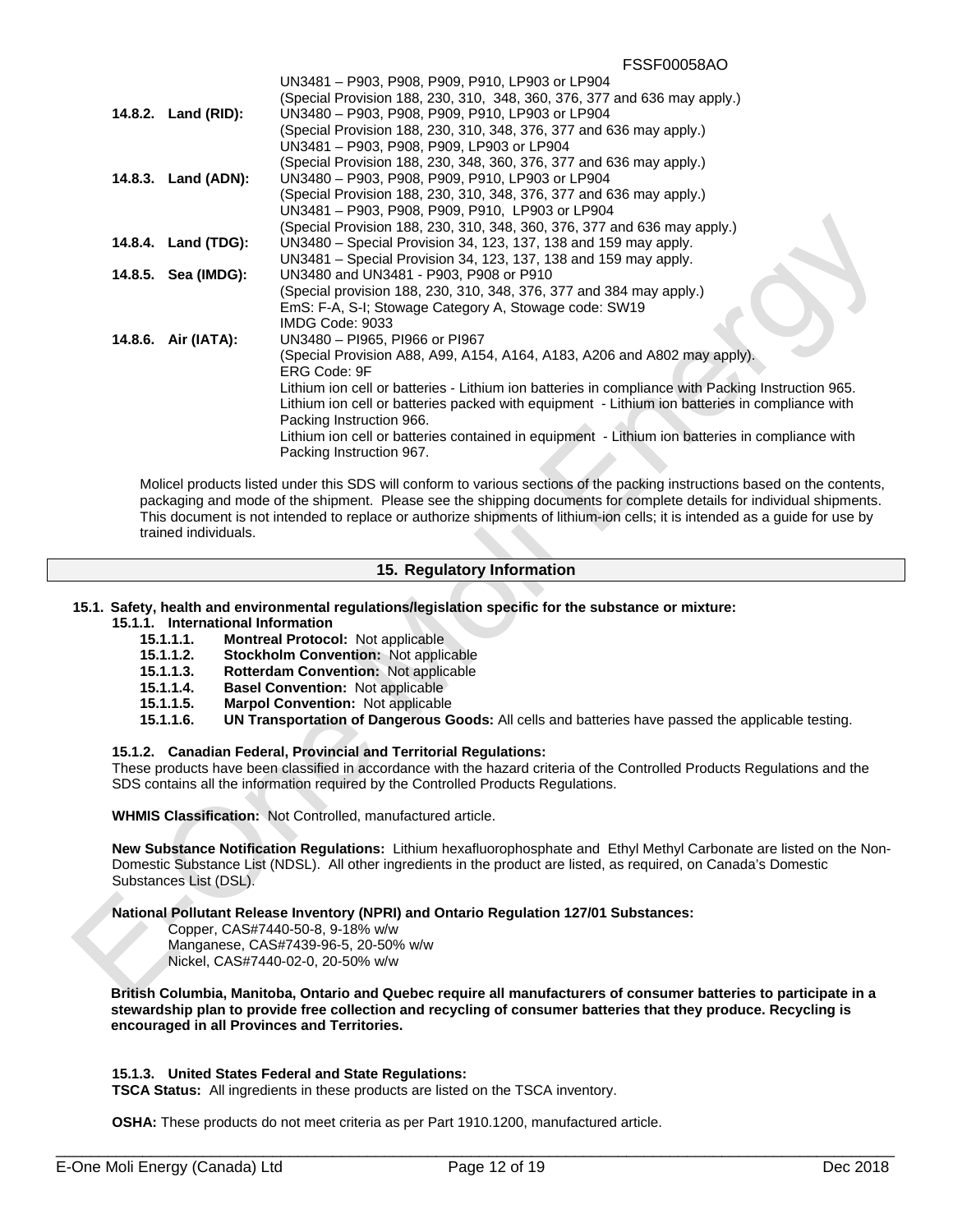UN3481 – P903, P908, P909, P910, LP903 or LP904
(Special Provision 188, 230, 310, 348, 360, 376, 377 and 636 may apply.)

**14.8.2. Land (RID):** UN3480 – P903, P908, P909, P910, LP903 or LP904
(Special Provision 188, 230, 310, 348, 376, 377 and 636 may apply.)
UN3481 – P903, P908, P909, LP903 or LP904
(Special Provision 188, 230, 348, 360, 376, 377 and 636 may apply.)

**14.8.3. Land (ADN):** UN3480 – P903, P908, P909, P910, LP903 or LP904
(Special Provision 188, 230, 310, 348, 376, 377 and 636 may apply.)
UN3481 – P903, P908, P909, P910, LP903 or LP904
(Special Provision 188, 230, 310, 348, 360, 376, 377 and 636 may apply.)

**14.8.4. Land (TDG):** UN3480 – Special Provision 34, 123, 137, 138 and 159 may apply.
UN3481 – Special Provision 34, 123, 137, 138 and 159 may apply.

**14.8.5. Sea (IMDG):** UN3480 and UN3481 - P903, P908 or P910
(Special provision 188, 230, 310, 348, 376, 377 and 384 may apply.)
EmS: F-A, S-I; Stowage Category A, Stowage code: SW19
IMDG Code: 9033

**14.8.6. Air (IATA):** UN3480 – PI965, PI966 or PI967
(Special Provision A88, A99, A154, A164, A183, A206 and A802 may apply).
ERG Code: 9F
Lithium ion cell or batteries - Lithium ion batteries in compliance with Packing Instruction 965.
Lithium ion cell or batteries packed with equipment - Lithium ion batteries in compliance with Packing Instruction 966.
Lithium ion cell or batteries contained in equipment - Lithium ion batteries in compliance with Packing Instruction 967.

Molicel products listed under this SDS will conform to various sections of the packing instructions based on the contents, packaging and mode of the shipment. Please see the shipping documents for complete details for individual shipments. This document is not intended to replace or authorize shipments of lithium-ion cells; it is intended as a guide for use by trained individuals.

## 15. Regulatory Information

**15.1. Safety, health and environmental regulations/legislation specific for the substance or mixture:**

**15.1.1. International Information**

- **15.1.1.1. Montreal Protocol:** Not applicable
- **15.1.1.2. Stockholm Convention:** Not applicable
- **15.1.1.3. Rotterdam Convention:** Not applicable
- **15.1.1.4. Basel Convention:** Not applicable
- **15.1.1.5. Marpol Convention:** Not applicable
- **15.1.1.6. UN Transportation of Dangerous Goods:** All cells and batteries have passed the applicable testing.

**15.1.2. Canadian Federal, Provincial and Territorial Regulations:**

These products have been classified in accordance with the hazard criteria of the Controlled Products Regulations and the SDS contains all the information required by the Controlled Products Regulations.

**WHMIS Classification:** Not Controlled, manufactured article.

**New Substance Notification Regulations:** Lithium hexafluorophosphate and Ethyl Methyl Carbonate are listed on the Non-Domestic Substance List (NDSL). All other ingredients in the product are listed, as required, on Canada's Domestic Substances List (DSL).

**National Pollutant Release Inventory (NPRI) and Ontario Regulation 127/01 Substances:**

Copper, CAS#7440-50-8, 9-18% w/w
Manganese, CAS#7439-96-5, 20-50% w/w
Nickel, CAS#7440-02-0, 20-50% w/w

**British Columbia, Manitoba, Ontario and Quebec require all manufacturers of consumer batteries to participate in a stewardship plan to provide free collection and recycling of consumer batteries that they produce. Recycling is encouraged in all Provinces and Territories.**

**15.1.3. United States Federal and State Regulations:**

**TSCA Status:** All ingredients in these products are listed on the TSCA inventory.

**OSHA:** These products do not meet criteria as per Part 1910.1200, manufactured article.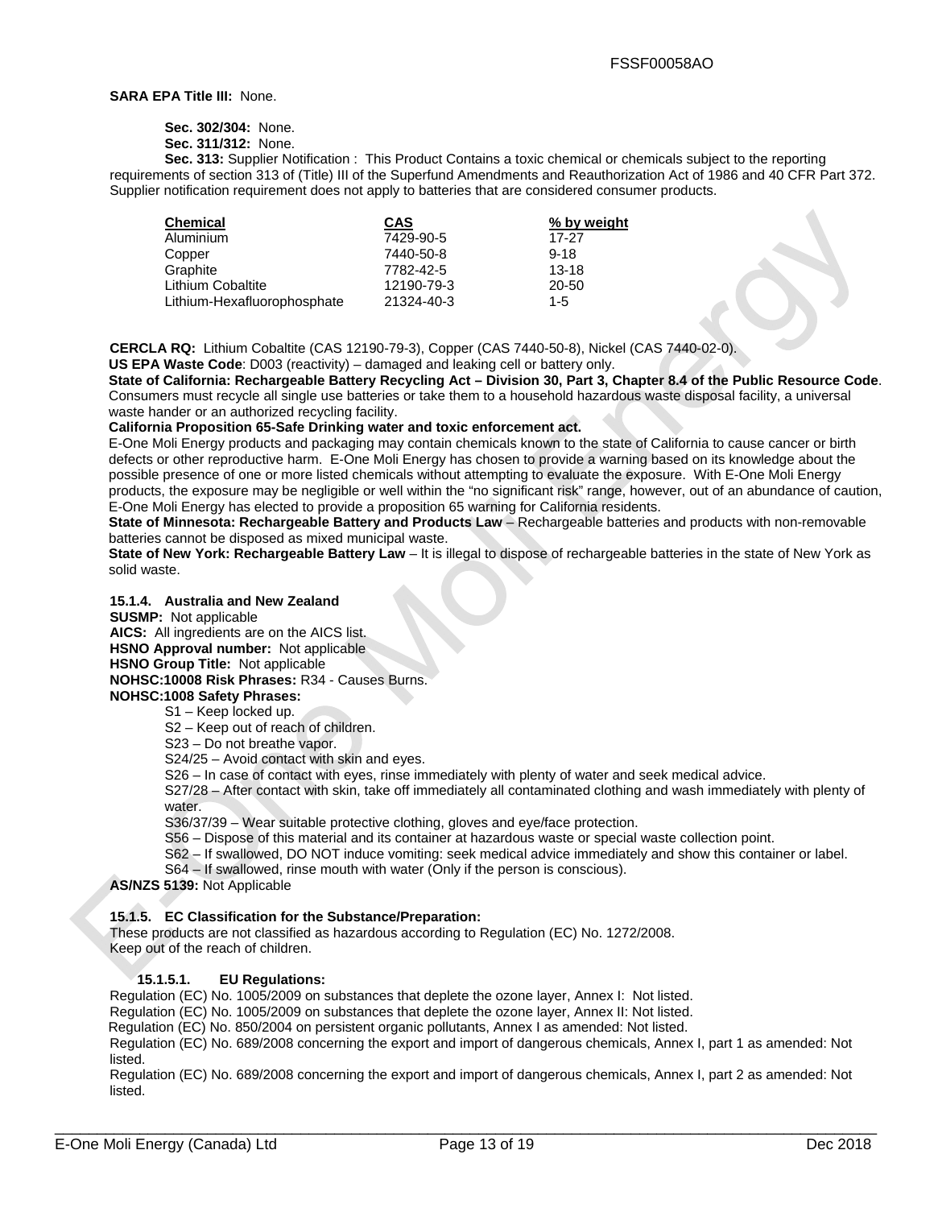**SARA EPA Title III:** None.

**Sec. 302/304:** None.
**Sec. 311/312:** None.
**Sec. 313:** Supplier Notification : This Product Contains a toxic chemical or chemicals subject to the reporting requirements of section 313 of (Title) III of the Superfund Amendments and Reauthorization Act of 1986 and 40 CFR Part 372. Supplier notification requirement does not apply to batteries that are considered consumer products.

| Chemical | CAS | % by weight |
|---|---|---|
| Aluminium | 7429-90-5 | 17-27 |
| Copper | 7440-50-8 | 9-18 |
| Graphite | 7782-42-5 | 13-18 |
| Lithium Cobaltite | 12190-79-3 | 20-50 |
| Lithium-Hexafluorophosphate | 21324-40-3 | 1-5 |

**CERCLA RQ:** Lithium Cobaltite (CAS 12190-79-3), Copper (CAS 7440-50-8), Nickel (CAS 7440-02-0).
**US EPA Waste Code**: D003 (reactivity) – damaged and leaking cell or battery only.
**State of California: Rechargeable Battery Recycling Act – Division 30, Part 3, Chapter 8.4 of the Public Resource Code**. Consumers must recycle all single use batteries or take them to a household hazardous waste disposal facility, a universal waste hander or an authorized recycling facility.
**California Proposition 65-Safe Drinking water and toxic enforcement act.**
E-One Moli Energy products and packaging may contain chemicals known to the state of California to cause cancer or birth defects or other reproductive harm. E-One Moli Energy has chosen to provide a warning based on its knowledge about the possible presence of one or more listed chemicals without attempting to evaluate the exposure. With E-One Moli Energy products, the exposure may be negligible or well within the "no significant risk" range, however, out of an abundance of caution, E-One Moli Energy has elected to provide a proposition 65 warning for California residents.
**State of Minnesota: Rechargeable Battery and Products Law** – Rechargeable batteries and products with non-removable batteries cannot be disposed as mixed municipal waste.
**State of New York: Rechargeable Battery Law** – It is illegal to dispose of rechargeable batteries in the state of New York as solid waste.

#### 15.1.4. Australia and New Zealand

**SUSMP:** Not applicable
**AICS:** All ingredients are on the AICS list.
**HSNO Approval number:** Not applicable
**HSNO Group Title:** Not applicable
**NOHSC:10008 Risk Phrases:** R34 - Causes Burns.
**NOHSC:1008 Safety Phrases:**

- S1 – Keep locked up.
- S2 – Keep out of reach of children.
- S23 – Do not breathe vapor.
- S24/25 – Avoid contact with skin and eyes.
- S26 – In case of contact with eyes, rinse immediately with plenty of water and seek medical advice.
- S27/28 – After contact with skin, take off immediately all contaminated clothing and wash immediately with plenty of water.
- S36/37/39 – Wear suitable protective clothing, gloves and eye/face protection.
- S56 – Dispose of this material and its container at hazardous waste or special waste collection point.
- S62 – If swallowed, DO NOT induce vomiting: seek medical advice immediately and show this container or label.
- S64 – If swallowed, rinse mouth with water (Only if the person is conscious).

**AS/NZS 5139:** Not Applicable

#### 15.1.5. EC Classification for the Substance/Preparation:

These products are not classified as hazardous according to Regulation (EC) No. 1272/2008.
Keep out of the reach of children.

##### 15.1.5.1. EU Regulations:

Regulation (EC) No. 1005/2009 on substances that deplete the ozone layer, Annex I: Not listed.
Regulation (EC) No. 1005/2009 on substances that deplete the ozone layer, Annex II: Not listed.
Regulation (EC) No. 850/2004 on persistent organic pollutants, Annex I as amended: Not listed.
Regulation (EC) No. 689/2008 concerning the export and import of dangerous chemicals, Annex I, part 1 as amended: Not listed.
Regulation (EC) No. 689/2008 concerning the export and import of dangerous chemicals, Annex I, part 2 as amended: Not listed.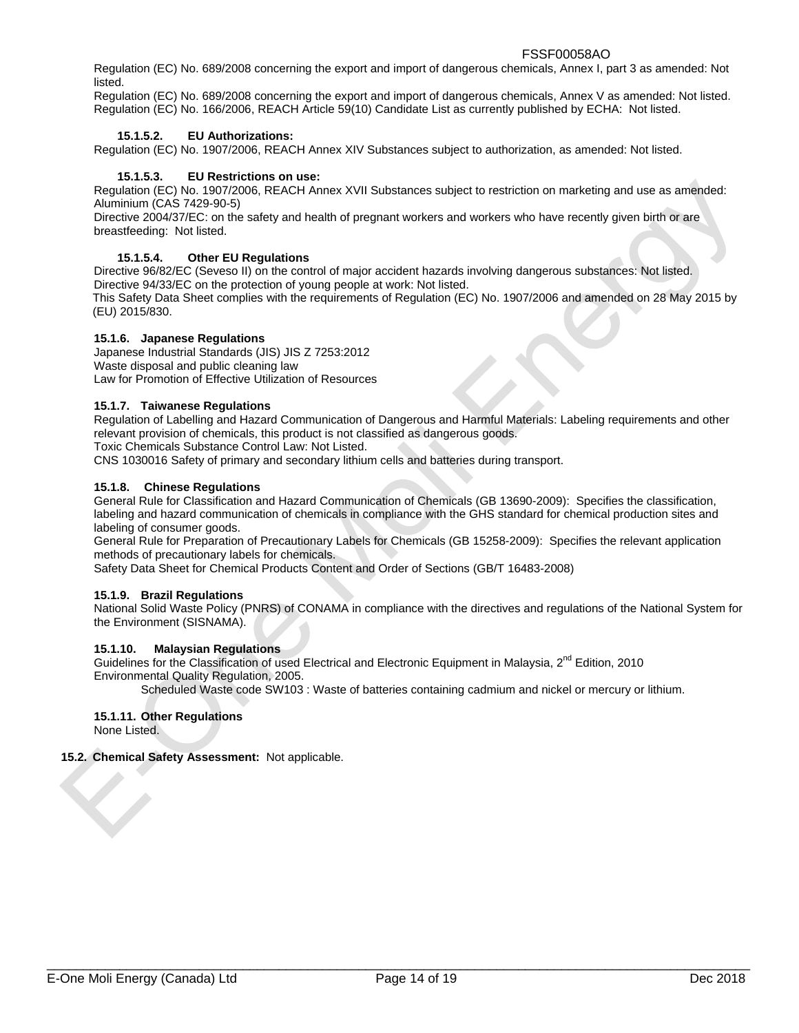Regulation (EC) No. 689/2008 concerning the export and import of dangerous chemicals, Annex I, part 3 as amended: Not listed.
Regulation (EC) No. 689/2008 concerning the export and import of dangerous chemicals, Annex V as amended: Not listed.
Regulation (EC) No. 166/2006, REACH Article 59(10) Candidate List as currently published by ECHA: Not listed.

#### 15.1.5.2. EU Authorizations:

Regulation (EC) No. 1907/2006, REACH Annex XIV Substances subject to authorization, as amended: Not listed.

#### 15.1.5.3. EU Restrictions on use:

Regulation (EC) No. 1907/2006, REACH Annex XVII Substances subject to restriction on marketing and use as amended: Aluminium (CAS 7429-90-5)
Directive 2004/37/EC: on the safety and health of pregnant workers and workers who have recently given birth or are breastfeeding: Not listed.

#### 15.1.5.4. Other EU Regulations

Directive 96/82/EC (Seveso II) on the control of major accident hazards involving dangerous substances: Not listed.
Directive 94/33/EC on the protection of young people at work: Not listed.
This Safety Data Sheet complies with the requirements of Regulation (EC) No. 1907/2006 and amended on 28 May 2015 by (EU) 2015/830.

### 15.1.6. Japanese Regulations

Japanese Industrial Standards (JIS) JIS Z 7253:2012
Waste disposal and public cleaning law
Law for Promotion of Effective Utilization of Resources

### 15.1.7. Taiwanese Regulations

Regulation of Labelling and Hazard Communication of Dangerous and Harmful Materials: Labeling requirements and other relevant provision of chemicals, this product is not classified as dangerous goods.
Toxic Chemicals Substance Control Law: Not Listed.
CNS 1030016 Safety of primary and secondary lithium cells and batteries during transport.

### 15.1.8. Chinese Regulations

General Rule for Classification and Hazard Communication of Chemicals (GB 13690-2009): Specifies the classification, labeling and hazard communication of chemicals in compliance with the GHS standard for chemical production sites and labeling of consumer goods.
General Rule for Preparation of Precautionary Labels for Chemicals (GB 15258-2009): Specifies the relevant application methods of precautionary labels for chemicals.
Safety Data Sheet for Chemical Products Content and Order of Sections (GB/T 16483-2008)

### 15.1.9. Brazil Regulations

National Solid Waste Policy (PNRS) of CONAMA in compliance with the directives and regulations of the National System for the Environment (SISNAMA).

### 15.1.10. Malaysian Regulations

Guidelines for the Classification of used Electrical and Electronic Equipment in Malaysia, 2nd Edition, 2010
Environmental Quality Regulation, 2005.

Scheduled Waste code SW103 : Waste of batteries containing cadmium and nickel or mercury or lithium.

### 15.1.11. Other Regulations

None Listed.

## 15.2. Chemical Safety Assessment: Not applicable.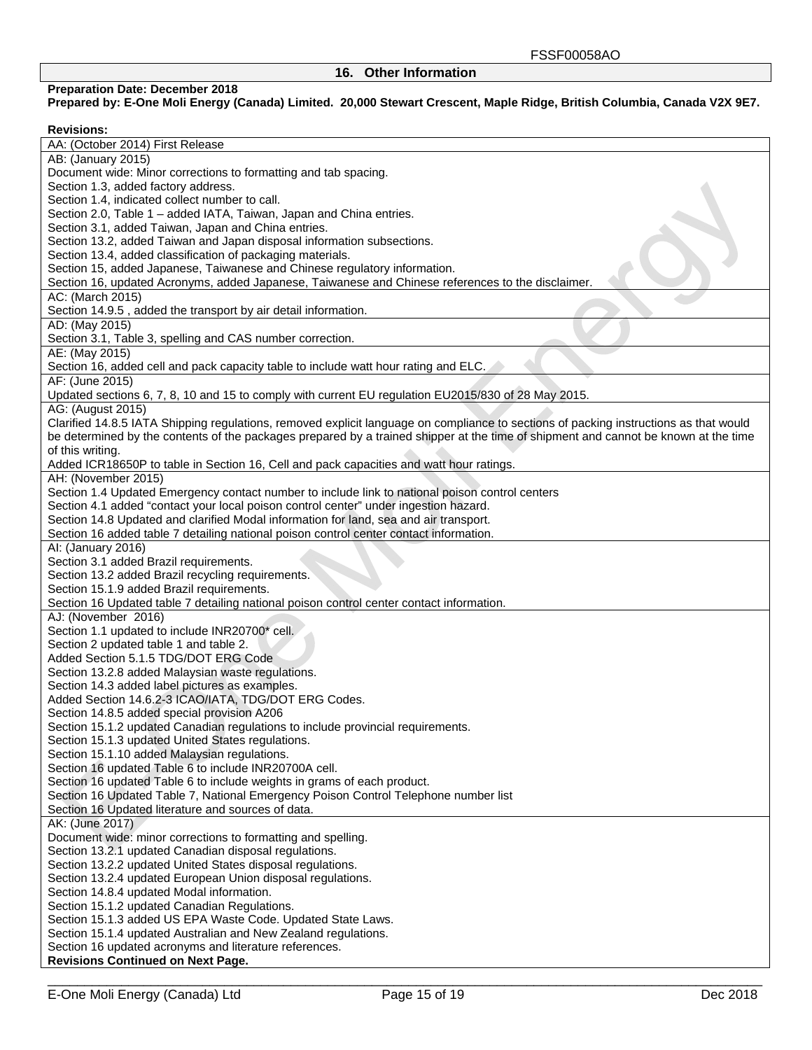## 16. Other Information

**Preparation Date: December 2018**
**Prepared by: E-One Moli Energy (Canada) Limited. 20,000 Stewart Crescent, Maple Ridge, British Columbia, Canada V2X 9E7.**

**Revisions:**

| |
|---|
| AA: (October 2014) First Release |
| AB: (January 2015)<br>Document wide: Minor corrections to formatting and tab spacing.<br>Section 1.3, added factory address.<br>Section 1.4, indicated collect number to call.<br>Section 2.0, Table 1 – added IATA, Taiwan, Japan and China entries.<br>Section 3.1, added Taiwan, Japan and China entries.<br>Section 13.2, added Taiwan and Japan disposal information subsections.<br>Section 13.4, added classification of packaging materials.<br>Section 15, added Japanese, Taiwanese and Chinese regulatory information.<br>Section 16, updated Acronyms, added Japanese, Taiwanese and Chinese references to the disclaimer. |
| AC: (March 2015)<br>Section 14.9.5 , added the transport by air detail information. |
| AD: (May 2015)<br>Section 3.1, Table 3, spelling and CAS number correction. |
| AE: (May 2015)<br>Section 16, added cell and pack capacity table to include watt hour rating and ELC. |
| AF: (June 2015)<br>Updated sections 6, 7, 8, 10 and 15 to comply with current EU regulation EU2015/830 of 28 May 2015. |
| AG: (August 2015)<br>Clarified 14.8.5 IATA Shipping regulations, removed explicit language on compliance to sections of packing instructions as that would be determined by the contents of the packages prepared by a trained shipper at the time of shipment and cannot be known at the time of this writing.<br>Added ICR18650P to table in Section 16, Cell and pack capacities and watt hour ratings. |
| AH: (November 2015)<br>Section 1.4 Updated Emergency contact number to include link to national poison control centers<br>Section 4.1 added "contact your local poison control center" under ingestion hazard.<br>Section 14.8 Updated and clarified Modal information for land, sea and air transport.<br>Section 16 added table 7 detailing national poison control center contact information. |
| AI: (January 2016)<br>Section 3.1 added Brazil requirements.<br>Section 13.2 added Brazil recycling requirements.<br>Section 15.1.9 added Brazil requirements.<br>Section 16 Updated table 7 detailing national poison control center contact information. |
| AJ: (November 2016)<br>Section 1.1 updated to include INR20700* cell.<br>Section 2 updated table 1 and table 2.<br>Added Section 5.1.5 TDG/DOT ERG Code<br>Section 13.2.8 added Malaysian waste regulations.<br>Section 14.3 added label pictures as examples.<br>Added Section 14.6.2-3 ICAO/IATA, TDG/DOT ERG Codes.<br>Section 14.8.5 added special provision A206<br>Section 15.1.2 updated Canadian regulations to include provincial requirements.<br>Section 15.1.3 updated United States regulations.<br>Section 15.1.10 added Malaysian regulations.<br>Section 16 updated Table 6 to include INR20700A cell.<br>Section 16 updated Table 6 to include weights in grams of each product.<br>Section 16 Updated Table 7, National Emergency Poison Control Telephone number list<br>Section 16 Updated literature and sources of data. |
| AK: (June 2017)<br>Document wide: minor corrections to formatting and spelling.<br>Section 13.2.1 updated Canadian disposal regulations.<br>Section 13.2.2 updated United States disposal regulations.<br>Section 13.2.4 updated European Union disposal regulations.<br>Section 14.8.4 updated Modal information.<br>Section 15.1.2 updated Canadian Regulations.<br>Section 15.1.3 added US EPA Waste Code. Updated State Laws.<br>Section 15.1.4 updated Australian and New Zealand regulations.<br>Section 16 updated acronyms and literature references.<br>**Revisions Continued on Next Page.** |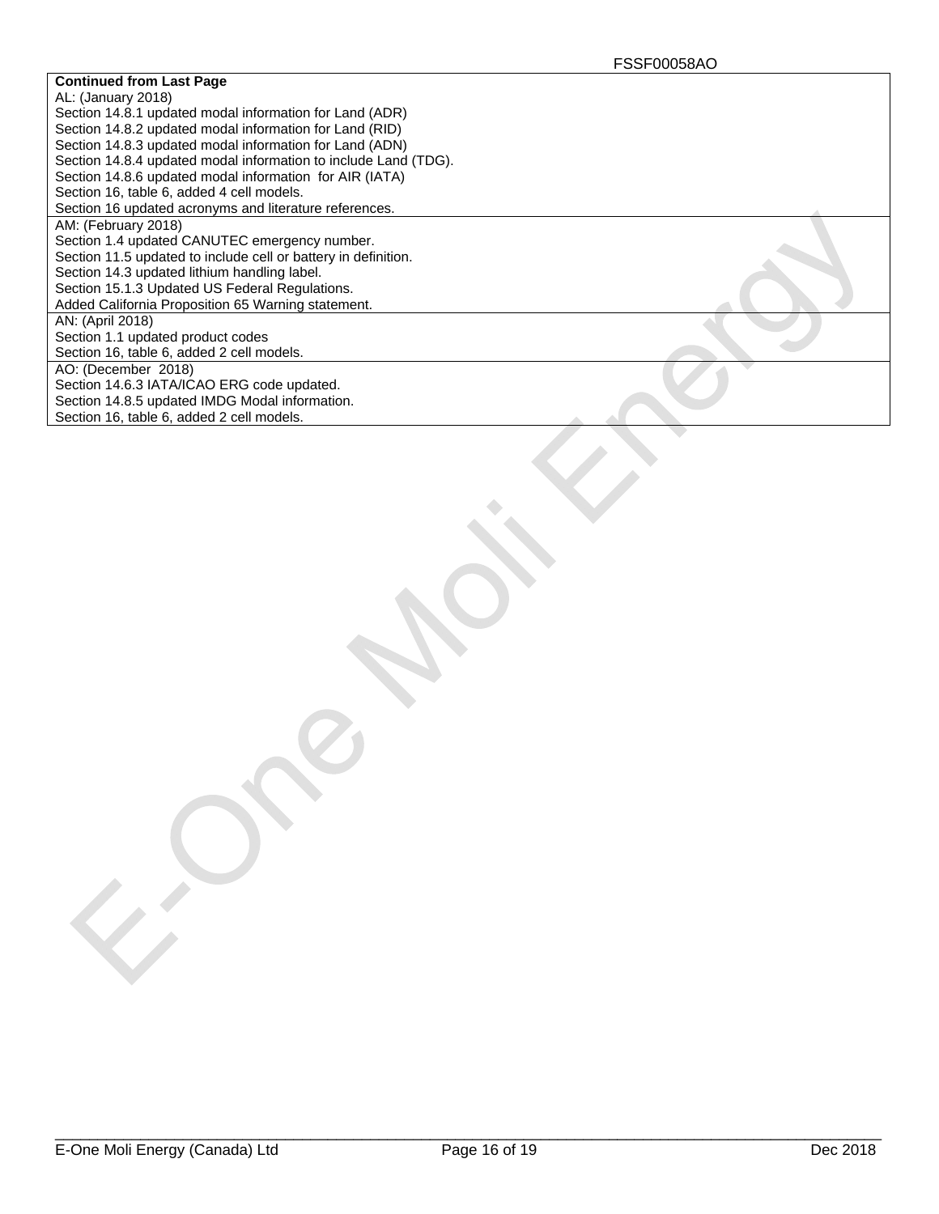| Continued from Last Page |
| --- |
| AL: (January 2018)<br>Section 14.8.1 updated modal information for Land (ADR)<br>Section 14.8.2 updated modal information for Land (RID)<br>Section 14.8.3 updated modal information for Land (ADN)<br>Section 14.8.4 updated modal information to include Land (TDG).<br>Section 14.8.6 updated modal information for AIR (IATA)<br>Section 16, table 6, added 4 cell models.<br>Section 16 updated acronyms and literature references. |
| AM: (February 2018)<br>Section 1.4 updated CANUTEC emergency number.<br>Section 11.5 updated to include cell or battery in definition.<br>Section 14.3 updated lithium handling label.<br>Section 15.1.3 Updated US Federal Regulations.<br>Added California Proposition 65 Warning statement. |
| AN: (April 2018)<br>Section 1.1 updated product codes<br>Section 16, table 6, added 2 cell models. |
| AO: (December 2018)<br>Section 14.6.3 IATA/ICAO ERG code updated.<br>Section 14.8.5 updated IMDG Modal information.<br>Section 16, table 6, added 2 cell models. |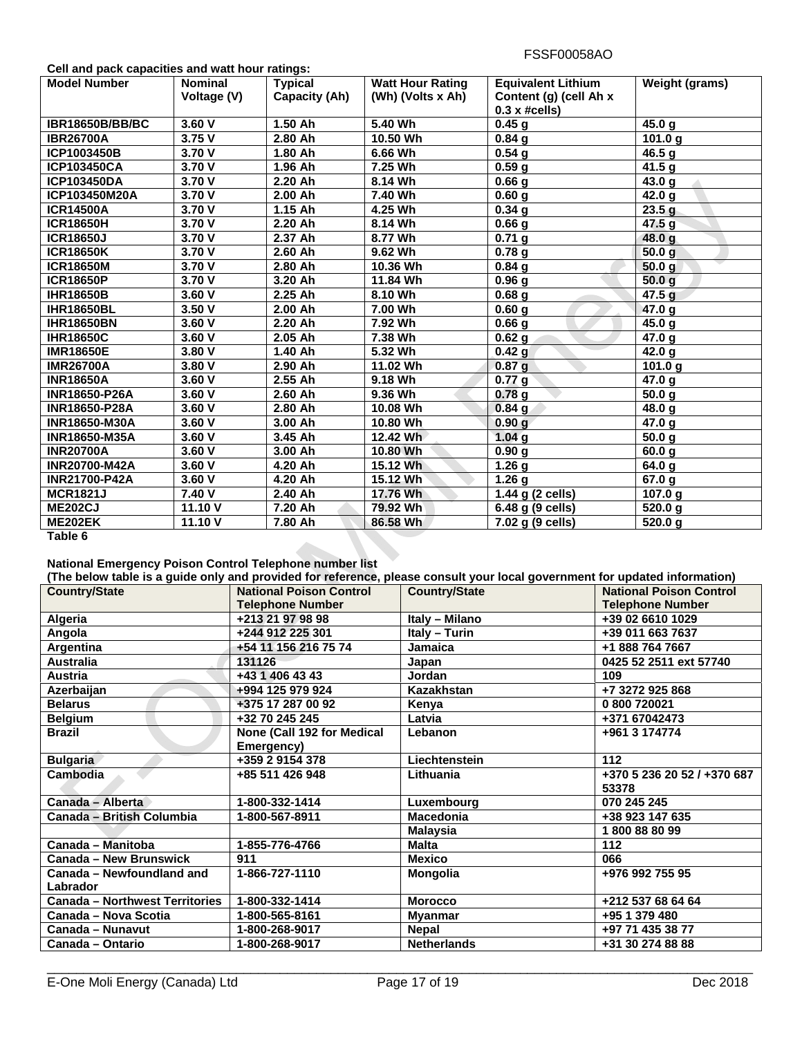**Cell and pack capacities and watt hour ratings:**

| Model Number | Nominal Voltage (V) | Typical Capacity (Ah) | Watt Hour Rating (Wh) (Volts x Ah) | Equivalent Lithium Content (g) (cell Ah x 0.3 x #cells) | Weight (grams) |
|---|---|---|---|---|---|
| IBR18650B/BB/BC | 3.60 V | 1.50 Ah | 5.40 Wh | 0.45 g | 45.0 g |
| IBR26700A | 3.75 V | 2.80 Ah | 10.50 Wh | 0.84 g | 101.0 g |
| ICP1003450B | 3.70 V | 1.80 Ah | 6.66 Wh | 0.54 g | 46.5 g |
| ICP103450CA | 3.70 V | 1.96 Ah | 7.25 Wh | 0.59 g | 41.5 g |
| ICP103450DA | 3.70 V | 2.20 Ah | 8.14 Wh | 0.66 g | 43.0 g |
| ICP103450M20A | 3.70 V | 2.00 Ah | 7.40 Wh | 0.60 g | 42.0 g |
| ICR14500A | 3.70 V | 1.15 Ah | 4.25 Wh | 0.34 g | 23.5 g |
| ICR18650H | 3.70 V | 2.20 Ah | 8.14 Wh | 0.66 g | 47.5 g |
| ICR18650J | 3.70 V | 2.37 Ah | 8.77 Wh | 0.71 g | 48.0 g |
| ICR18650K | 3.70 V | 2.60 Ah | 9.62 Wh | 0.78 g | 50.0 g |
| ICR18650M | 3.70 V | 2.80 Ah | 10.36 Wh | 0.84 g | 50.0 g |
| ICR18650P | 3.70 V | 3.20 Ah | 11.84 Wh | 0.96 g | 50.0 g |
| IHR18650B | 3.60 V | 2.25 Ah | 8.10 Wh | 0.68 g | 47.5 g |
| IHR18650BL | 3.50 V | 2.00 Ah | 7.00 Wh | 0.60 g | 47.0 g |
| IHR18650BN | 3.60 V | 2.20 Ah | 7.92 Wh | 0.66 g | 45.0 g |
| IHR18650C | 3.60 V | 2.05 Ah | 7.38 Wh | 0.62 g | 47.0 g |
| IMR18650E | 3.80 V | 1.40 Ah | 5.32 Wh | 0.42 g | 42.0 g |
| IMR26700A | 3.80 V | 2.90 Ah | 11.02 Wh | 0.87 g | 101.0 g |
| INR18650A | 3.60 V | 2.55 Ah | 9.18 Wh | 0.77 g | 47.0 g |
| INR18650-P26A | 3.60 V | 2.60 Ah | 9.36 Wh | 0.78 g | 50.0 g |
| INR18650-P28A | 3.60 V | 2.80 Ah | 10.08 Wh | 0.84 g | 48.0 g |
| INR18650-M30A | 3.60 V | 3.00 Ah | 10.80 Wh | 0.90 g | 47.0 g |
| INR18650-M35A | 3.60 V | 3.45 Ah | 12.42 Wh | 1.04 g | 50.0 g |
| INR20700A | 3.60 V | 3.00 Ah | 10.80 Wh | 0.90 g | 60.0 g |
| INR20700-M42A | 3.60 V | 4.20 Ah | 15.12 Wh | 1.26 g | 64.0 g |
| INR21700-P42A | 3.60 V | 4.20 Ah | 15.12 Wh | 1.26 g | 67.0 g |
| MCR1821J | 7.40 V | 2.40 Ah | 17.76 Wh | 1.44 g (2 cells) | 107.0 g |
| ME202CJ | 11.10 V | 7.20 Ah | 79.92 Wh | 6.48 g (9 cells) | 520.0 g |
| ME202EK | 11.10 V | 7.80 Ah | 86.58 Wh | 7.02 g (9 cells) | 520.0 g |

**Table 6**

**National Emergency Poison Control Telephone number list**
**(The below table is a guide only and provided for reference, please consult your local government for updated information)**

| Country/State | National Poison Control Telephone Number | Country/State | National Poison Control Telephone Number |
|---|---|---|---|
| Algeria | +213 21 97 98 98 | Italy – Milano | +39 02 6610 1029 |
| Angola | +244 912 225 301 | Italy – Turin | +39 011 663 7637 |
| Argentina | +54 11 156 216 75 74 | Jamaica | +1 888 764 7667 |
| Australia | 131126 | Japan | 0425 52 2511 ext 57740 |
| Austria | +43 1 406 43 43 | Jordan | 109 |
| Azerbaijan | +994 125 979 924 | Kazakhstan | +7 3272 925 868 |
| Belarus | +375 17 287 00 92 | Kenya | 0 800 720021 |
| Belgium | +32 70 245 245 | Latvia | +371 67042473 |
| Brazil | None (Call 192 for Medical Emergency) | Lebanon | +961 3 174774 |
| Bulgaria | +359 2 9154 378 | Liechtenstein | 112 |
| Cambodia | +85 511 426 948 | Lithuania | +370 5 236 20 52 / +370 687 53378 |
| Canada – Alberta | 1-800-332-1414 | Luxembourg | 070 245 245 |
| Canada – British Columbia | 1-800-567-8911 | Macedonia | +38 923 147 635 |
| | | Malaysia | 1 800 88 80 99 |
| Canada – Manitoba | 1-855-776-4766 | Malta | 112 |
| Canada – New Brunswick | 911 | Mexico | 066 |
| Canada – Newfoundland and Labrador | 1-866-727-1110 | Mongolia | +976 992 755 95 |
| Canada – Northwest Territories | 1-800-332-1414 | Morocco | +212 537 68 64 64 |
| Canada – Nova Scotia | 1-800-565-8161 | Myanmar | +95 1 379 480 |
| Canada – Nunavut | 1-800-268-9017 | Nepal | +97 71 435 38 77 |
| Canada – Ontario | 1-800-268-9017 | Netherlands | +31 30 274 88 88 |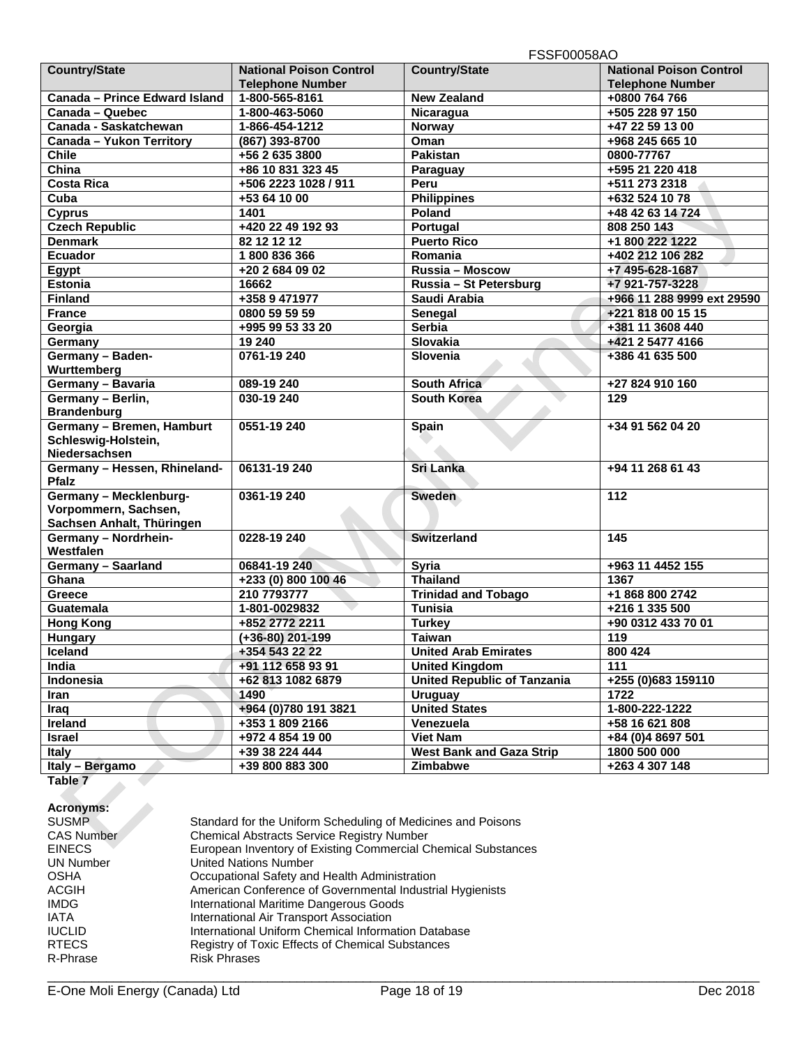| Country/State | National Poison Control Telephone Number | Country/State | National Poison Control Telephone Number |
|---|---|---|---|
| Canada – Prince Edward Island | 1-800-565-8161 | New Zealand | +0800 764 766 |
| Canada – Quebec | 1-800-463-5060 | Nicaragua | +505 228 97 150 |
| Canada - Saskatchewan | 1-866-454-1212 | Norway | +47 22 59 13 00 |
| Canada – Yukon Territory | (867) 393-8700 | Oman | +968 245 665 10 |
| Chile | +56 2 635 3800 | Pakistan | 0800-77767 |
| China | +86 10 831 323 45 | Paraguay | +595 21 220 418 |
| Costa Rica | +506 2223 1028 / 911 | Peru | +511 273 2318 |
| Cuba | +53 64 10 00 | Philippines | +632 524 10 78 |
| Cyprus | 1401 | Poland | +48 42 63 14 724 |
| Czech Republic | +420 22 49 192 93 | Portugal | 808 250 143 |
| Denmark | 82 12 12 12 | Puerto Rico | +1 800 222 1222 |
| Ecuador | 1 800 836 366 | Romania | +402 212 106 282 |
| Egypt | +20 2 684 09 02 | Russia – Moscow | +7 495-628-1687 |
| Estonia | 16662 | Russia – St Petersburg | +7 921-757-3228 |
| Finland | +358 9 471977 | Saudi Arabia | +966 11 288 9999 ext 29590 |
| France | 0800 59 59 59 | Senegal | +221 818 00 15 15 |
| Georgia | +995 99 53 33 20 | Serbia | +381 11 3608 440 |
| Germany | 19 240 | Slovakia | +421 2 5477 4166 |
| Germany – Baden-Wurttemberg | 0761-19 240 | Slovenia | +386 41 635 500 |
| Germany – Bavaria | 089-19 240 | South Africa | +27 824 910 160 |
| Germany – Berlin, Brandenburg | 030-19 240 | South Korea | 129 |
| Germany – Bremen, Hamburt Schleswig-Holstein, Niedersachsen | 0551-19 240 | Spain | +34 91 562 04 20 |
| Germany – Hessen, Rhineland-Pfalz | 06131-19 240 | Sri Lanka | +94 11 268 61 43 |
| Germany – Mecklenburg-Vorpommern, Sachsen, Sachsen Anhalt, Thüringen | 0361-19 240 | Sweden | 112 |
| Germany – Nordrhein-Westfalen | 0228-19 240 | Switzerland | 145 |
| Germany – Saarland | 06841-19 240 | Syria | +963 11 4452 155 |
| Ghana | +233 (0) 800 100 46 | Thailand | 1367 |
| Greece | 210 7793777 | Trinidad and Tobago | +1 868 800 2742 |
| Guatemala | 1-801-0029832 | Tunisia | +216 1 335 500 |
| Hong Kong | +852 2772 2211 | Turkey | +90 0312 433 70 01 |
| Hungary | (+36-80) 201-199 | Taiwan | 119 |
| Iceland | +354 543 22 22 | United Arab Emirates | 800 424 |
| India | +91 112 658 93 91 | United Kingdom | 111 |
| Indonesia | +62 813 1082 6879 | United Republic of Tanzania | +255 (0)683 159110 |
| Iran | 1490 | Uruguay | 1722 |
| Iraq | +964 (0)780 191 3821 | United States | 1-800-222-1222 |
| Ireland | +353 1 809 2166 | Venezuela | +58 16 621 808 |
| Israel | +972 4 854 19 00 | Viet Nam | +84 (0)4 8697 501 |
| Italy | +39 38 224 444 | West Bank and Gaza Strip | 1800 500 000 |
| Italy – Bergamo | +39 800 883 300 | Zimbabwe | +263 4 307 148 |

**Table 7**

**Acronyms:**

| | |
|---|---|
| SUSMP | Standard for the Uniform Scheduling of Medicines and Poisons |
| CAS Number | Chemical Abstracts Service Registry Number |
| EINECS | European Inventory of Existing Commercial Chemical Substances |
| UN Number | United Nations Number |
| OSHA | Occupational Safety and Health Administration |
| ACGIH | American Conference of Governmental Industrial Hygienists |
| IMDG | International Maritime Dangerous Goods |
| IATA | International Air Transport Association |
| IUCLID | International Uniform Chemical Information Database |
| RTECS | Registry of Toxic Effects of Chemical Substances |
| R-Phrase | Risk Phrases |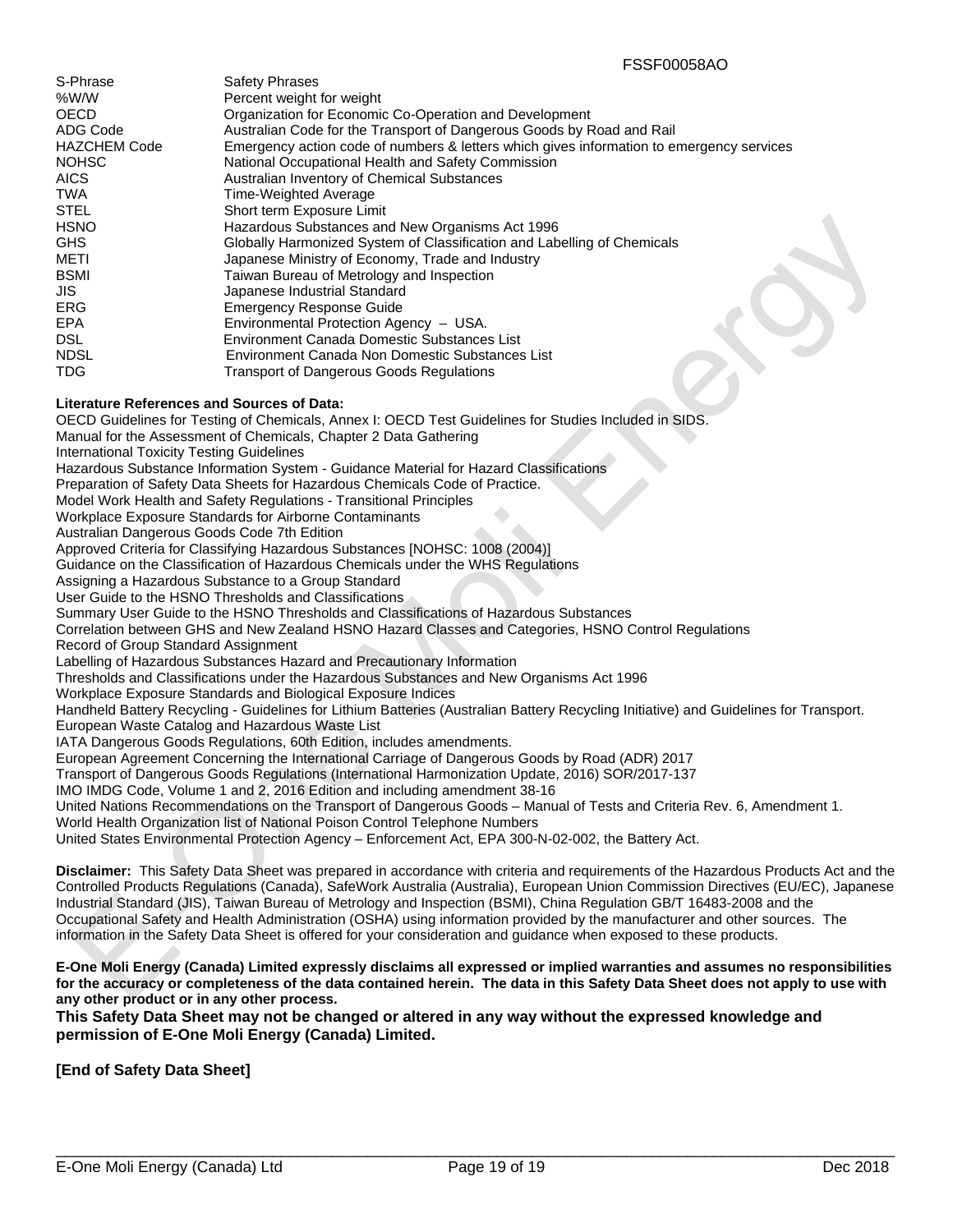| | |
|---|---|
| S-Phrase | Safety Phrases |
| %W/W | Percent weight for weight |
| OECD | Organization for Economic Co-Operation and Development |
| ADG Code | Australian Code for the Transport of Dangerous Goods by Road and Rail |
| HAZCHEM Code | Emergency action code of numbers & letters which gives information to emergency services |
| NOHSC | National Occupational Health and Safety Commission |
| AICS | Australian Inventory of Chemical Substances |
| TWA | Time-Weighted Average |
| STEL | Short term Exposure Limit |
| HSNO | Hazardous Substances and New Organisms Act 1996 |
| GHS | Globally Harmonized System of Classification and Labelling of Chemicals |
| METI | Japanese Ministry of Economy, Trade and Industry |
| BSMI | Taiwan Bureau of Metrology and Inspection |
| JIS | Japanese Industrial Standard |
| ERG | Emergency Response Guide |
| EPA | Environmental Protection Agency – USA. |
| DSL | Environment Canada Domestic Substances List |
| NDSL | Environment Canada Non Domestic Substances List |
| TDG | Transport of Dangerous Goods Regulations |

**Literature References and Sources of Data:**

OECD Guidelines for Testing of Chemicals, Annex I: OECD Test Guidelines for Studies Included in SIDS.
Manual for the Assessment of Chemicals, Chapter 2 Data Gathering
International Toxicity Testing Guidelines
Hazardous Substance Information System - Guidance Material for Hazard Classifications
Preparation of Safety Data Sheets for Hazardous Chemicals Code of Practice.
Model Work Health and Safety Regulations - Transitional Principles
Workplace Exposure Standards for Airborne Contaminants
Australian Dangerous Goods Code 7th Edition
Approved Criteria for Classifying Hazardous Substances [NOHSC: 1008 (2004)]
Guidance on the Classification of Hazardous Chemicals under the WHS Regulations
Assigning a Hazardous Substance to a Group Standard
User Guide to the HSNO Thresholds and Classifications
Summary User Guide to the HSNO Thresholds and Classifications of Hazardous Substances
Correlation between GHS and New Zealand HSNO Hazard Classes and Categories, HSNO Control Regulations
Record of Group Standard Assignment
Labelling of Hazardous Substances Hazard and Precautionary Information
Thresholds and Classifications under the Hazardous Substances and New Organisms Act 1996
Workplace Exposure Standards and Biological Exposure Indices
Handheld Battery Recycling - Guidelines for Lithium Batteries (Australian Battery Recycling Initiative) and Guidelines for Transport.
European Waste Catalog and Hazardous Waste List
IATA Dangerous Goods Regulations, 60th Edition, includes amendments.
European Agreement Concerning the International Carriage of Dangerous Goods by Road (ADR) 2017
Transport of Dangerous Goods Regulations (International Harmonization Update, 2016) SOR/2017-137
IMO IMDG Code, Volume 1 and 2, 2016 Edition and including amendment 38-16
United Nations Recommendations on the Transport of Dangerous Goods – Manual of Tests and Criteria Rev. 6, Amendment 1.
World Health Organization list of National Poison Control Telephone Numbers
United States Environmental Protection Agency – Enforcement Act, EPA 300-N-02-002, the Battery Act.

**Disclaimer:** This Safety Data Sheet was prepared in accordance with criteria and requirements of the Hazardous Products Act and the Controlled Products Regulations (Canada), SafeWork Australia (Australia), European Union Commission Directives (EU/EC), Japanese Industrial Standard (JIS), Taiwan Bureau of Metrology and Inspection (BSMI), China Regulation GB/T 16483-2008 and the Occupational Safety and Health Administration (OSHA) using information provided by the manufacturer and other sources. The information in the Safety Data Sheet is offered for your consideration and guidance when exposed to these products.

**E-One Moli Energy (Canada) Limited expressly disclaims all expressed or implied warranties and assumes no responsibilities for the accuracy or completeness of the data contained herein. The data in this Safety Data Sheet does not apply to use with any other product or in any other process.**

**This Safety Data Sheet may not be changed or altered in any way without the expressed knowledge and permission of E-One Moli Energy (Canada) Limited.**

**[End of Safety Data Sheet]**